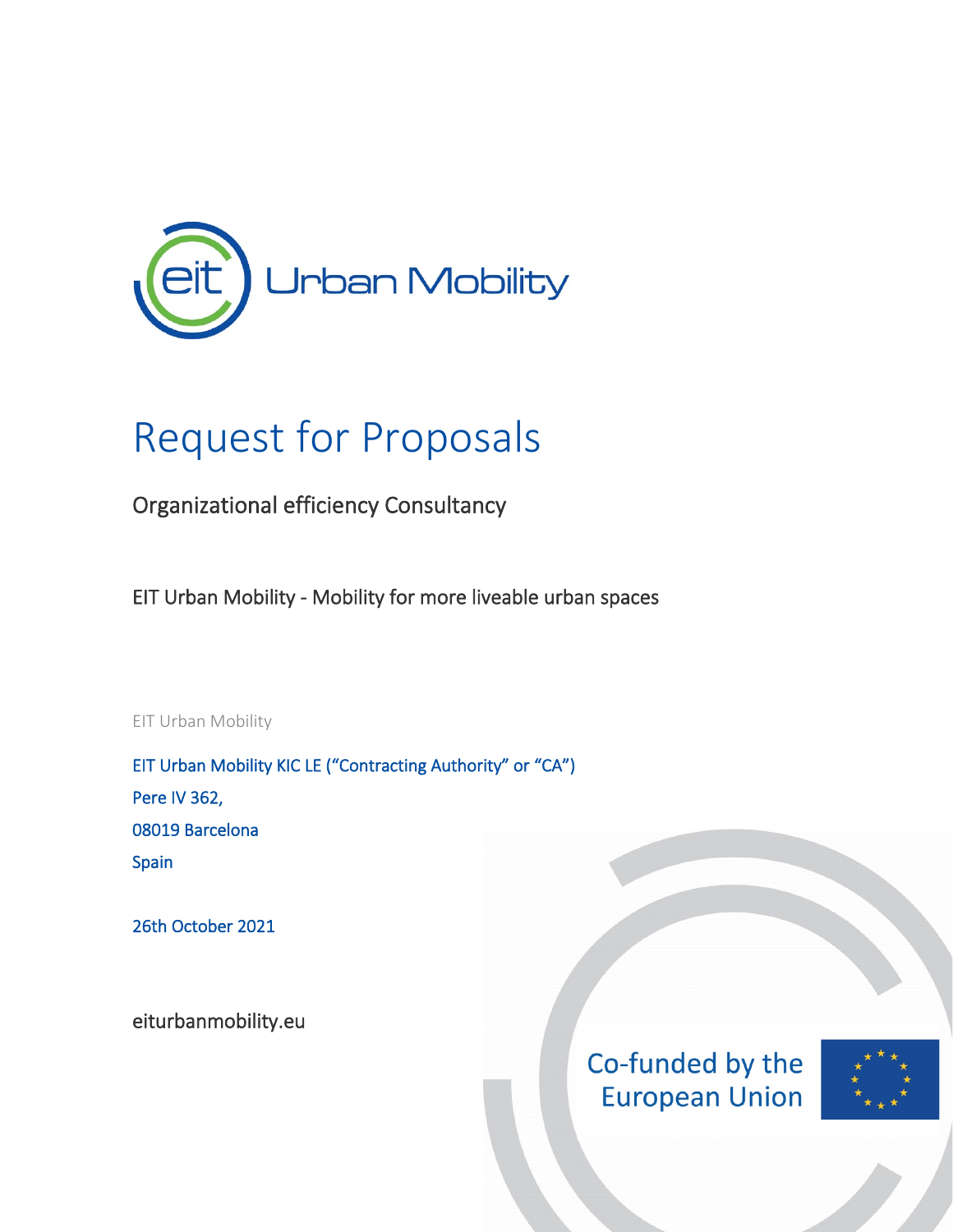EIT Urban Mobility

# Request for Proposals

## Organizational efficiency Consultancy

EIT Urban Mobility - Mobility for more liveable urban spaces

EIT Urban Mobility

EIT Urban Mobility KIC LE ("Contracting Authority" or "CA")

Pere IV 362,

08019 Barcelona

Spain

26th October 2021

eiturbanmobility.eu

Co-funded by the European Union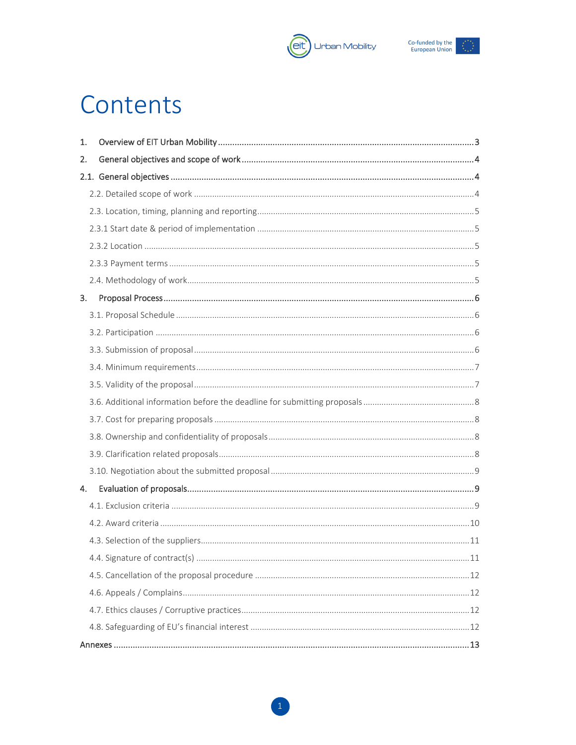# Contents

1. Overview of EIT Urban Mobility ..... 3
2. General objectives and scope of work ..... 4

2.1. General objectives ..... 4

- 2.2. Detailed scope of work ..... 4
- 2.3. Location, timing, planning and reporting ..... 5
- 2.3.1 Start date & period of implementation ..... 5
- 2.3.2 Location ..... 5
- 2.3.3 Payment terms ..... 5
- 2.4. Methodology of work ..... 5

3. Proposal Process ..... 6

- 3.1. Proposal Schedule ..... 6
- 3.2. Participation ..... 6
- 3.3. Submission of proposal ..... 6
- 3.4. Minimum requirements ..... 7
- 3.5. Validity of the proposal ..... 7
- 3.6. Additional information before the deadline for submitting proposals ..... 8
- 3.7. Cost for preparing proposals ..... 8
- 3.8. Ownership and confidentiality of proposals ..... 8
- 3.9. Clarification related proposals ..... 8
- 3.10. Negotiation about the submitted proposal ..... 9

4. Evaluation of proposals ..... 9

- 4.1. Exclusion criteria ..... 9
- 4.2. Award criteria ..... 10
- 4.3. Selection of the suppliers ..... 11
- 4.4. Signature of contract(s) ..... 11
- 4.5. Cancellation of the proposal procedure ..... 12
- 4.6. Appeals / Complains ..... 12
- 4.7. Ethics clauses / Corruptive practices ..... 12
- 4.8. Safeguarding of EU's financial interest ..... 12

Annexes ..... 13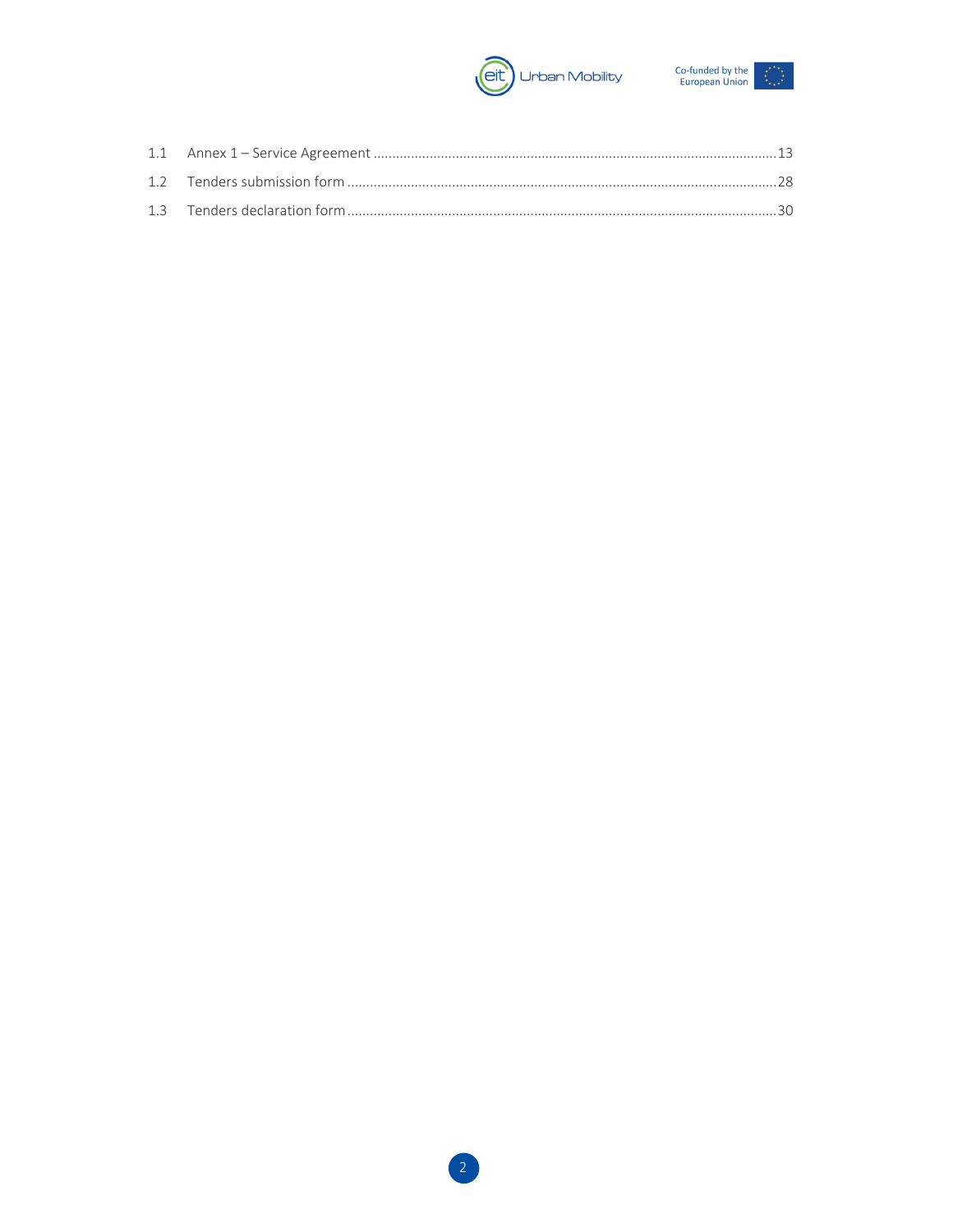1.1 Annex 1 – Service Agreement ........................................................................................................ 13

1.2 Tenders submission form ............................................................................................................... 28

1.3 Tenders declaration form ............................................................................................................... 30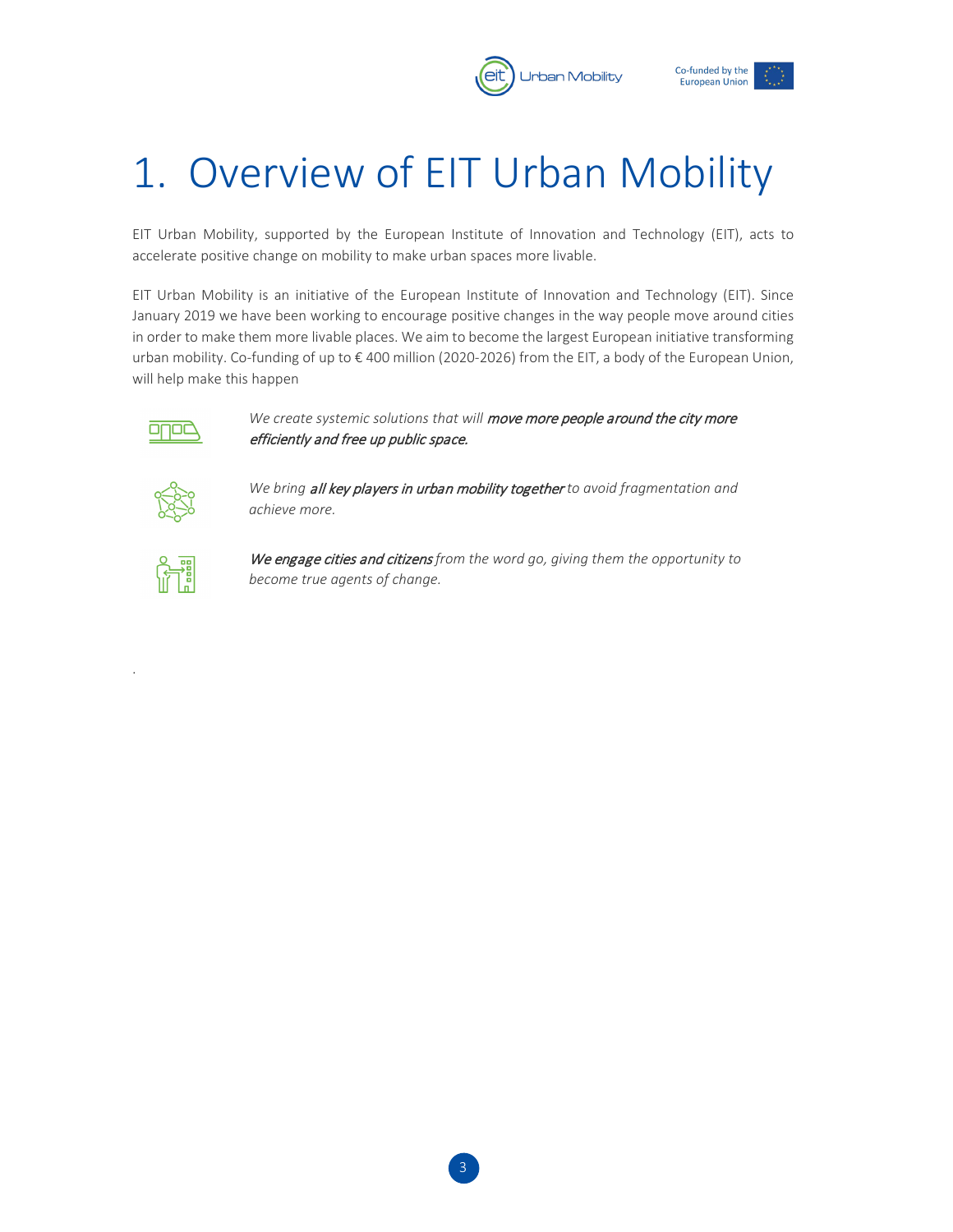# 1. Overview of EIT Urban Mobility

EIT Urban Mobility, supported by the European Institute of Innovation and Technology (EIT), acts to accelerate positive change on mobility to make urban spaces more livable.

EIT Urban Mobility is an initiative of the European Institute of Innovation and Technology (EIT). Since January 2019 we have been working to encourage positive changes in the way people move around cities in order to make them more livable places. We aim to become the largest European initiative transforming urban mobility. Co-funding of up to € 400 million (2020-2026) from the EIT, a body of the European Union, will help make this happen

*We create systemic solutions that will* ***move more people around the city more efficiently and free up public space.***

*We bring* ***all key players in urban mobility together*** *to avoid fragmentation and achieve more.*

***We engage cities and citizens*** *from the word go, giving them the opportunity to become true agents of change.*

.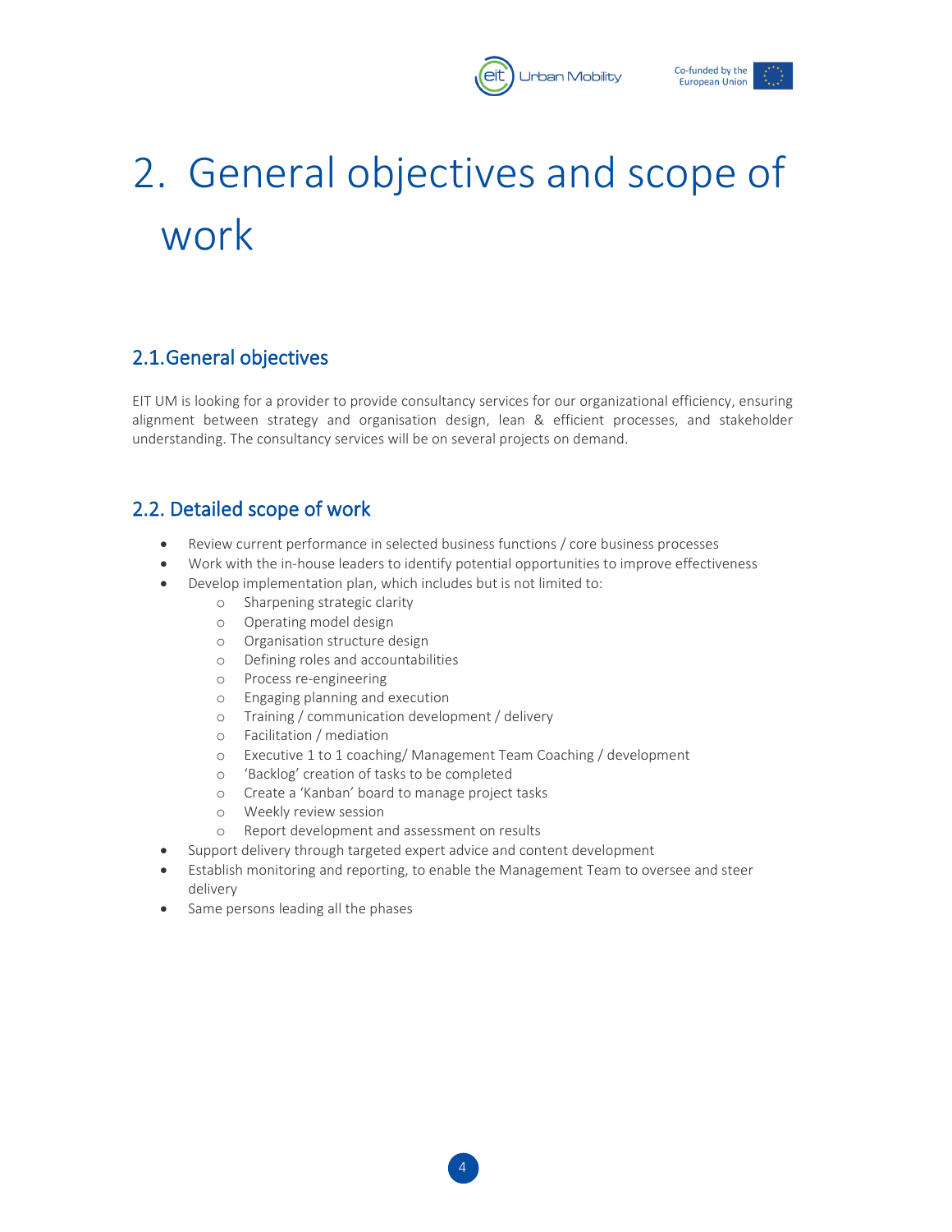# 2. General objectives and scope of work

## 2.1. General objectives

EIT UM is looking for a provider to provide consultancy services for our organizational efficiency, ensuring alignment between strategy and organisation design, lean & efficient processes, and stakeholder understanding. The consultancy services will be on several projects on demand.

## 2.2. Detailed scope of work

- Review current performance in selected business functions / core business processes
- Work with the in-house leaders to identify potential opportunities to improve effectiveness
- Develop implementation plan, which includes but is not limited to:
  - Sharpening strategic clarity
  - Operating model design
  - Organisation structure design
  - Defining roles and accountabilities
  - Process re-engineering
  - Engaging planning and execution
  - Training / communication development / delivery
  - Facilitation / mediation
  - Executive 1 to 1 coaching/ Management Team Coaching / development
  - 'Backlog' creation of tasks to be completed
  - Create a 'Kanban' board to manage project tasks
  - Weekly review session
  - Report development and assessment on results
- Support delivery through targeted expert advice and content development
- Establish monitoring and reporting, to enable the Management Team to oversee and steer delivery
- Same persons leading all the phases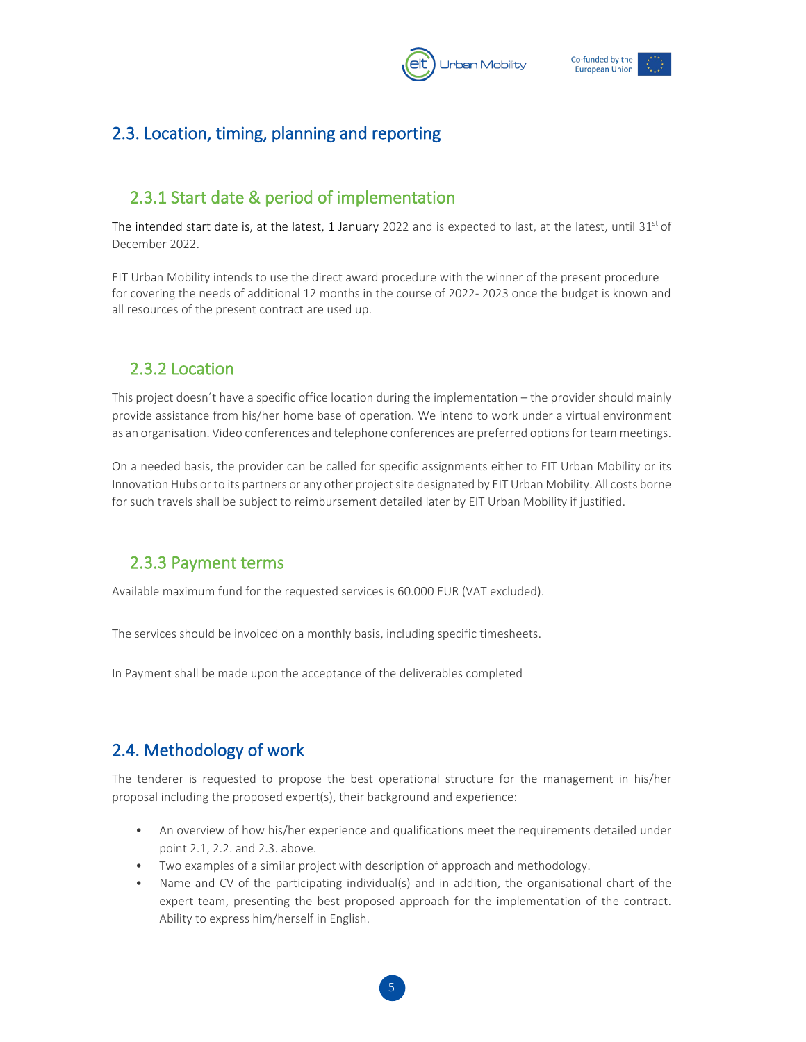## 2.3. Location, timing, planning and reporting

### 2.3.1 Start date & period of implementation

The intended start date is, at the latest, 1 January 2022 and is expected to last, at the latest, until 31st of December 2022.

EIT Urban Mobility intends to use the direct award procedure with the winner of the present procedure for covering the needs of additional 12 months in the course of 2022- 2023 once the budget is known and all resources of the present contract are used up.

### 2.3.2 Location

This project doesn´t have a specific office location during the implementation – the provider should mainly provide assistance from his/her home base of operation. We intend to work under a virtual environment as an organisation. Video conferences and telephone conferences are preferred options for team meetings.

On a needed basis, the provider can be called for specific assignments either to EIT Urban Mobility or its Innovation Hubs or to its partners or any other project site designated by EIT Urban Mobility. All costs borne for such travels shall be subject to reimbursement detailed later by EIT Urban Mobility if justified.

### 2.3.3 Payment terms

Available maximum fund for the requested services is 60.000 EUR (VAT excluded).

The services should be invoiced on a monthly basis, including specific timesheets.

In Payment shall be made upon the acceptance of the deliverables completed

## 2.4. Methodology of work

The tenderer is requested to propose the best operational structure for the management in his/her proposal including the proposed expert(s), their background and experience:

- An overview of how his/her experience and qualifications meet the requirements detailed under point 2.1, 2.2. and 2.3. above.
- Two examples of a similar project with description of approach and methodology.
- Name and CV of the participating individual(s) and in addition, the organisational chart of the expert team, presenting the best proposed approach for the implementation of the contract. Ability to express him/herself in English.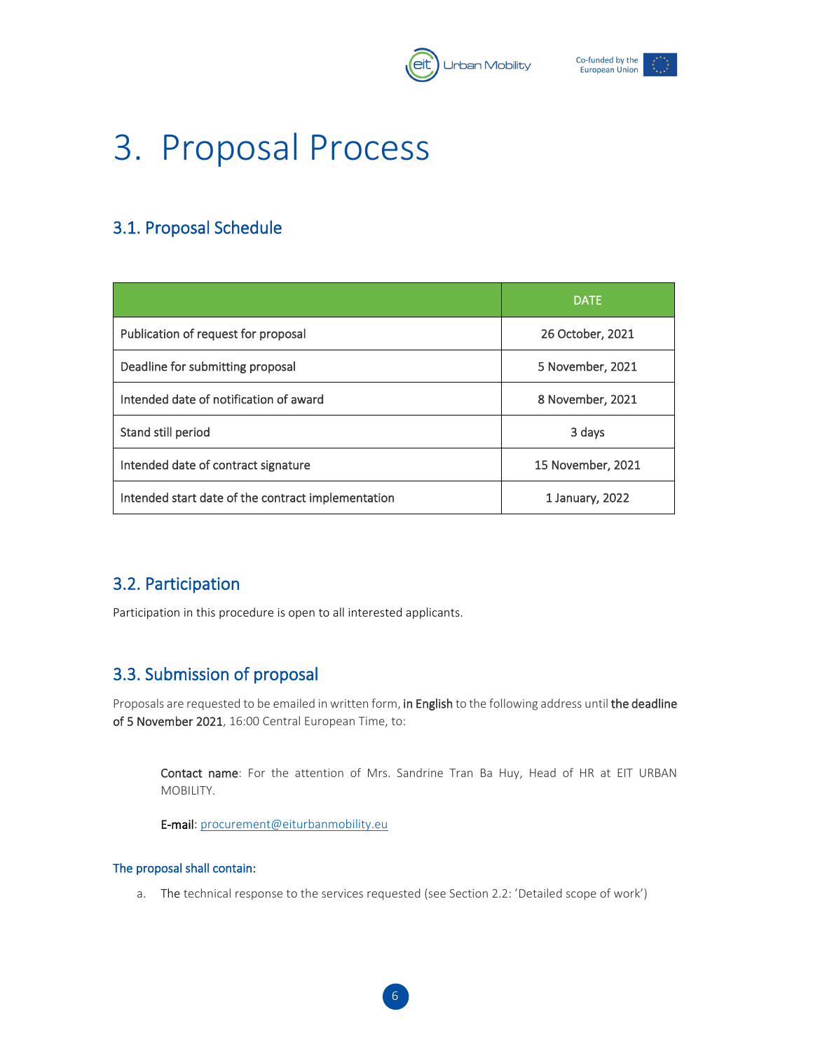# 3. Proposal Process

## 3.1. Proposal Schedule

| | DATE |
|---|---|
| Publication of request for proposal | 26 October, 2021 |
| Deadline for submitting proposal | 5 November, 2021 |
| Intended date of notification of award | 8 November, 2021 |
| Stand still period | 3 days |
| Intended date of contract signature | 15 November, 2021 |
| Intended start date of the contract implementation | 1 January, 2022 |

## 3.2. Participation

Participation in this procedure is open to all interested applicants.

## 3.3. Submission of proposal

Proposals are requested to be emailed in written form, **in English** to the following address until **the deadline of 5 November 2021**, 16:00 Central European Time, to:

> **Contact name**: For the attention of Mrs. Sandrine Tran Ba Huy, Head of HR at EIT URBAN MOBILITY.
>
> **E-mail**: procurement@eiturbanmobility.eu

**The proposal shall contain:**

a. The technical response to the services requested (see Section 2.2: 'Detailed scope of work')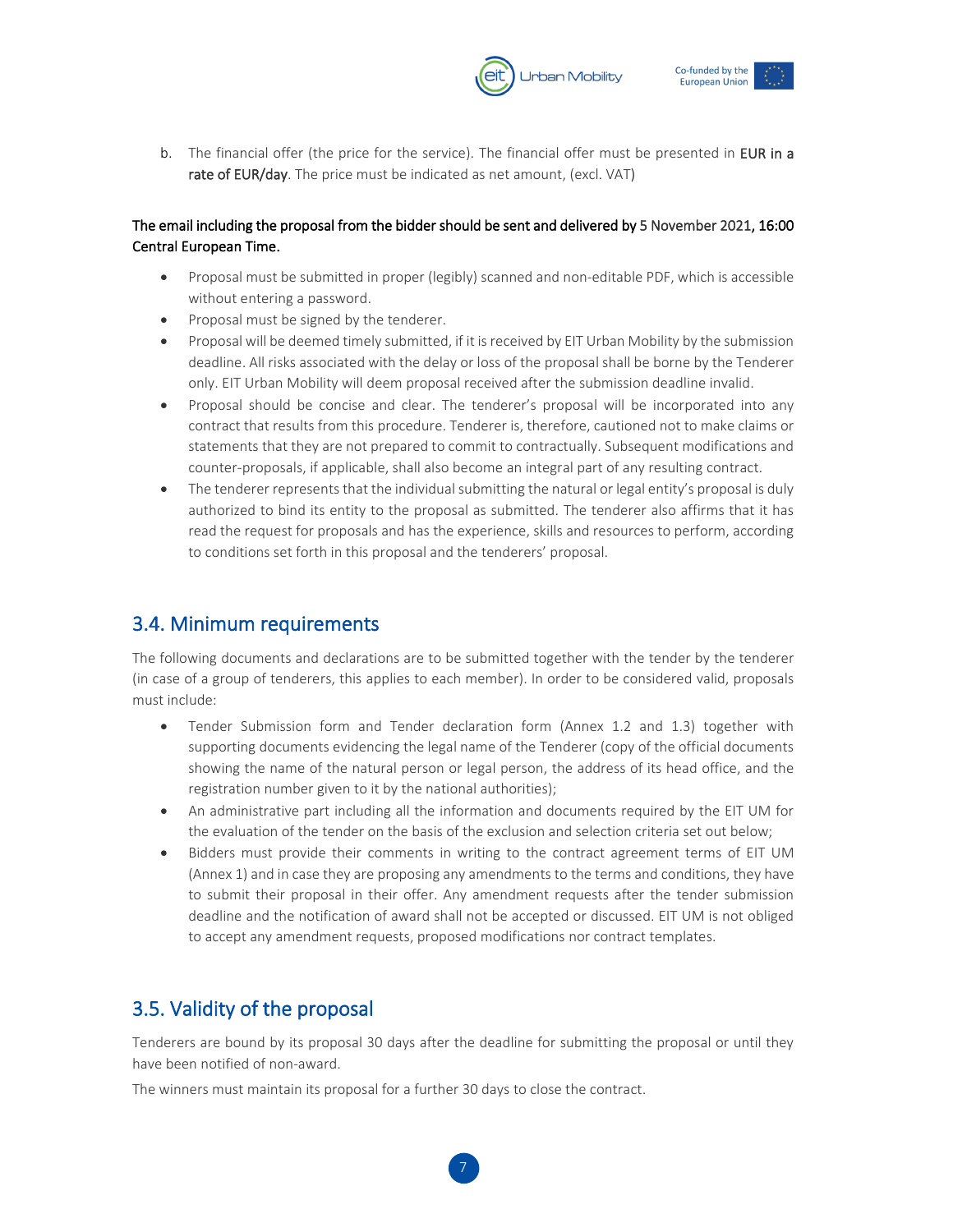b. The financial offer (the price for the service). The financial offer must be presented in **EUR in a rate of EUR/day**. The price must be indicated as net amount, (excl. VAT)

**The email including the proposal from the bidder should be sent and delivered by** 5 November 2021**, 16:00 Central European Time.**

- Proposal must be submitted in proper (legibly) scanned and non-editable PDF, which is accessible without entering a password.
- Proposal must be signed by the tenderer.
- Proposal will be deemed timely submitted, if it is received by EIT Urban Mobility by the submission deadline. All risks associated with the delay or loss of the proposal shall be borne by the Tenderer only. EIT Urban Mobility will deem proposal received after the submission deadline invalid.
- Proposal should be concise and clear. The tenderer's proposal will be incorporated into any contract that results from this procedure. Tenderer is, therefore, cautioned not to make claims or statements that they are not prepared to commit to contractually. Subsequent modifications and counter-proposals, if applicable, shall also become an integral part of any resulting contract.
- The tenderer represents that the individual submitting the natural or legal entity's proposal is duly authorized to bind its entity to the proposal as submitted. The tenderer also affirms that it has read the request for proposals and has the experience, skills and resources to perform, according to conditions set forth in this proposal and the tenderers' proposal.

## 3.4. Minimum requirements

The following documents and declarations are to be submitted together with the tender by the tenderer (in case of a group of tenderers, this applies to each member). In order to be considered valid, proposals must include:

- Tender Submission form and Tender declaration form (Annex 1.2 and 1.3) together with supporting documents evidencing the legal name of the Tenderer (copy of the official documents showing the name of the natural person or legal person, the address of its head office, and the registration number given to it by the national authorities);
- An administrative part including all the information and documents required by the EIT UM for the evaluation of the tender on the basis of the exclusion and selection criteria set out below;
- Bidders must provide their comments in writing to the contract agreement terms of EIT UM (Annex 1) and in case they are proposing any amendments to the terms and conditions, they have to submit their proposal in their offer. Any amendment requests after the tender submission deadline and the notification of award shall not be accepted or discussed. EIT UM is not obliged to accept any amendment requests, proposed modifications nor contract templates.

## 3.5. Validity of the proposal

Tenderers are bound by its proposal 30 days after the deadline for submitting the proposal or until they have been notified of non-award.

The winners must maintain its proposal for a further 30 days to close the contract.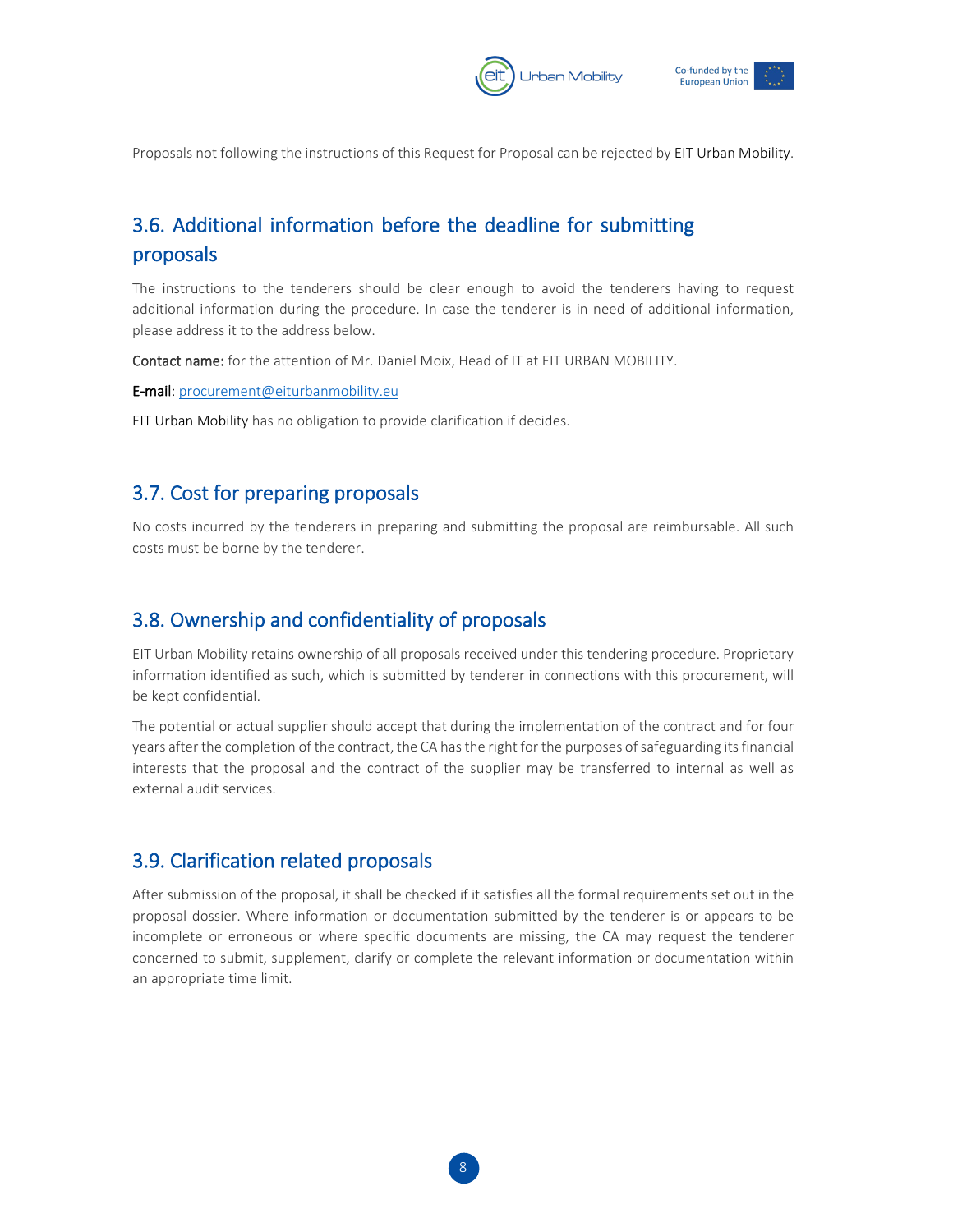Proposals not following the instructions of this Request for Proposal can be rejected by EIT Urban Mobility.

## 3.6. Additional information before the deadline for submitting proposals

The instructions to the tenderers should be clear enough to avoid the tenderers having to request additional information during the procedure. In case the tenderer is in need of additional information, please address it to the address below.

**Contact name:** for the attention of Mr. Daniel Moix, Head of IT at EIT URBAN MOBILITY.

**E-mail**: procurement@eiturbanmobility.eu

EIT Urban Mobility has no obligation to provide clarification if decides.

## 3.7. Cost for preparing proposals

No costs incurred by the tenderers in preparing and submitting the proposal are reimbursable. All such costs must be borne by the tenderer.

## 3.8. Ownership and confidentiality of proposals

EIT Urban Mobility retains ownership of all proposals received under this tendering procedure. Proprietary information identified as such, which is submitted by tenderer in connections with this procurement, will be kept confidential.

The potential or actual supplier should accept that during the implementation of the contract and for four years after the completion of the contract, the CA has the right for the purposes of safeguarding its financial interests that the proposal and the contract of the supplier may be transferred to internal as well as external audit services.

## 3.9. Clarification related proposals

After submission of the proposal, it shall be checked if it satisfies all the formal requirements set out in the proposal dossier. Where information or documentation submitted by the tenderer is or appears to be incomplete or erroneous or where specific documents are missing, the CA may request the tenderer concerned to submit, supplement, clarify or complete the relevant information or documentation within an appropriate time limit.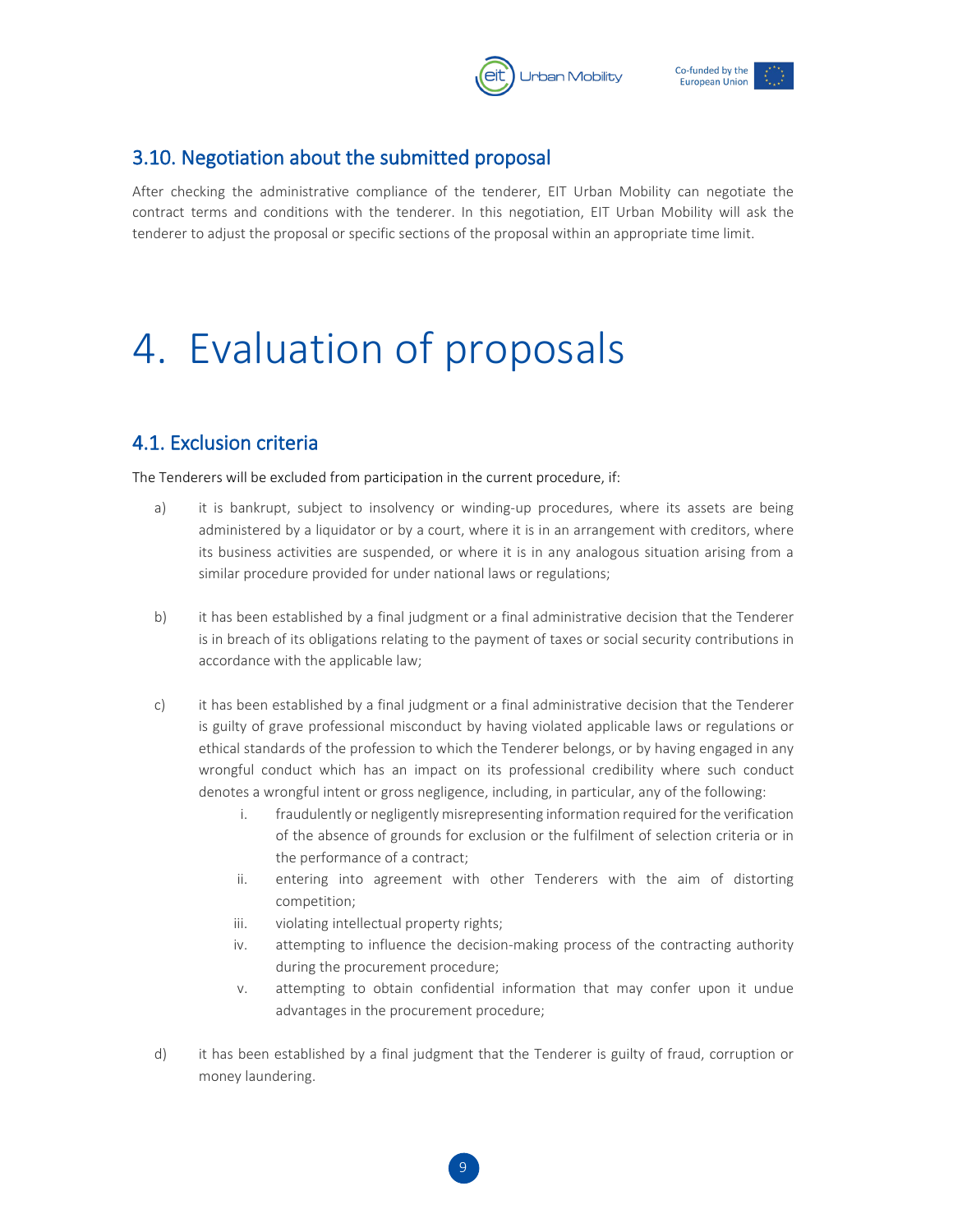## 3.10. Negotiation about the submitted proposal

After checking the administrative compliance of the tenderer, EIT Urban Mobility can negotiate the contract terms and conditions with the tenderer. In this negotiation, EIT Urban Mobility will ask the tenderer to adjust the proposal or specific sections of the proposal within an appropriate time limit.

# 4. Evaluation of proposals

## 4.1. Exclusion criteria

The Tenderers will be excluded from participation in the current procedure, if:

a) it is bankrupt, subject to insolvency or winding-up procedures, where its assets are being administered by a liquidator or by a court, where it is in an arrangement with creditors, where its business activities are suspended, or where it is in any analogous situation arising from a similar procedure provided for under national laws or regulations;

b) it has been established by a final judgment or a final administrative decision that the Tenderer is in breach of its obligations relating to the payment of taxes or social security contributions in accordance with the applicable law;

c) it has been established by a final judgment or a final administrative decision that the Tenderer is guilty of grave professional misconduct by having violated applicable laws or regulations or ethical standards of the profession to which the Tenderer belongs, or by having engaged in any wrongful conduct which has an impact on its professional credibility where such conduct denotes a wrongful intent or gross negligence, including, in particular, any of the following:
   i. fraudulently or negligently misrepresenting information required for the verification of the absence of grounds for exclusion or the fulfilment of selection criteria or in the performance of a contract;
   ii. entering into agreement with other Tenderers with the aim of distorting competition;
   iii. violating intellectual property rights;
   iv. attempting to influence the decision-making process of the contracting authority during the procurement procedure;
   v. attempting to obtain confidential information that may confer upon it undue advantages in the procurement procedure;

d) it has been established by a final judgment that the Tenderer is guilty of fraud, corruption or money laundering.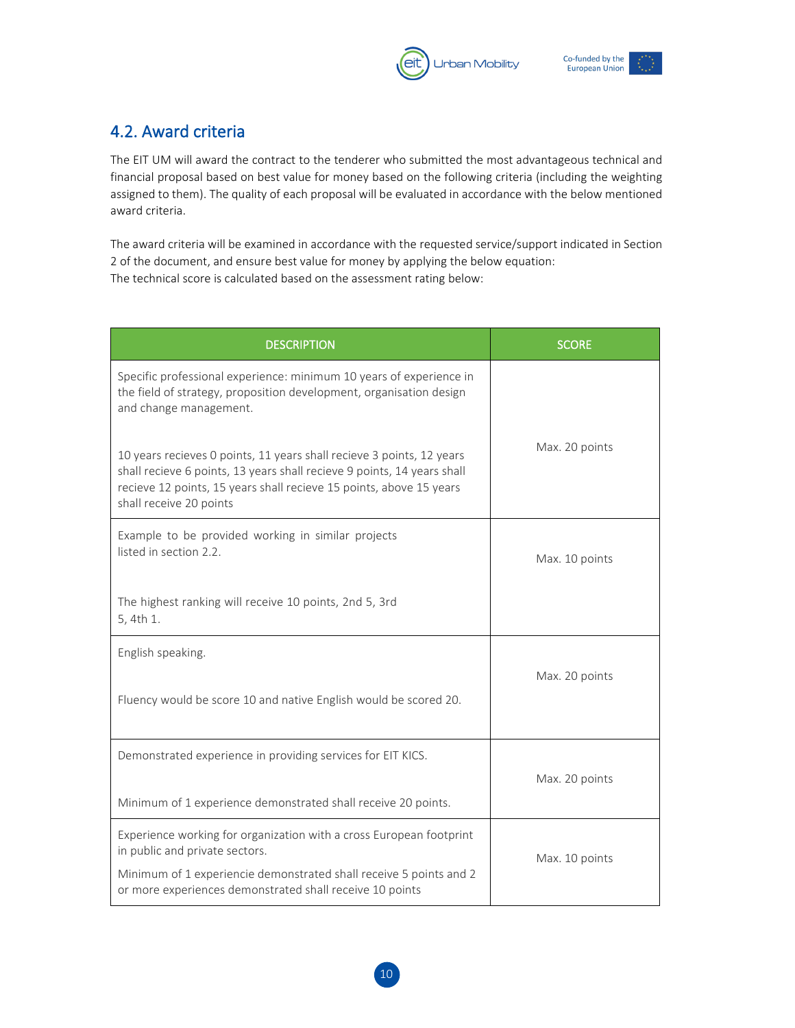## 4.2. Award criteria

The EIT UM will award the contract to the tenderer who submitted the most advantageous technical and financial proposal based on best value for money based on the following criteria (including the weighting assigned to them). The quality of each proposal will be evaluated in accordance with the below mentioned award criteria.

The award criteria will be examined in accordance with the requested service/support indicated in Section 2 of the document, and ensure best value for money by applying the below equation:
The technical score is calculated based on the assessment rating below:

| DESCRIPTION | SCORE |
|---|---|
| Specific professional experience: minimum 10 years of experience in the field of strategy, proposition development, organisation design and change management.<br><br>10 years recieves 0 points, 11 years shall recieve 3 points, 12 years shall recieve 6 points, 13 years shall recieve 9 points, 14 years shall recieve 12 points, 15 years shall recieve 15 points, above 15 years shall receive 20 points | Max. 20 points |
| Example to be provided working in similar projects listed in section 2.2.<br><br>The highest ranking will receive 10 points, 2nd 5, 3rd 5, 4th 1. | Max. 10 points |
| English speaking.<br><br>Fluency would be score 10 and native English would be scored 20. | Max. 20 points |
| Demonstrated experience in providing services for EIT KICS.<br><br>Minimum of 1 experience demonstrated shall receive 20 points. | Max. 20 points |
| Experience working for organization with a cross European footprint in public and private sectors.<br><br>Minimum of 1 experiencie demonstrated shall receive 5 points and 2 or more experiences demonstrated shall receive 10 points | Max. 10 points |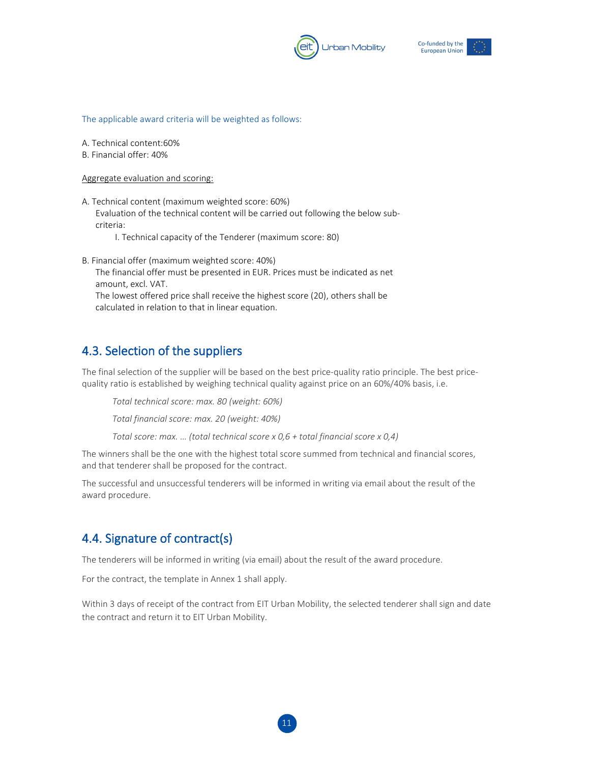The applicable award criteria will be weighted as follows:

A. Technical content:60%
B. Financial offer: 40%

Aggregate evaluation and scoring:

A. Technical content (maximum weighted score: 60%)
   Evaluation of the technical content will be carried out following the below sub-criteria:
      I. Technical capacity of the Tenderer (maximum score: 80)

B. Financial offer (maximum weighted score: 40%)
   The financial offer must be presented in EUR. Prices must be indicated as net amount, excl. VAT.
   The lowest offered price shall receive the highest score (20), others shall be calculated in relation to that in linear equation.

## 4.3. Selection of the suppliers

The final selection of the supplier will be based on the best price-quality ratio principle. The best price-quality ratio is established by weighing technical quality against price on an 60%/40% basis, i.e.

*Total technical score: max. 80 (weight: 60%)*

*Total financial score: max. 20 (weight: 40%)*

*Total score: max. … (total technical score x 0,6 + total financial score x 0,4)*

The winners shall be the one with the highest total score summed from technical and financial scores, and that tenderer shall be proposed for the contract.

The successful and unsuccessful tenderers will be informed in writing via email about the result of the award procedure.

## 4.4. Signature of contract(s)

The tenderers will be informed in writing (via email) about the result of the award procedure.

For the contract, the template in Annex 1 shall apply.

Within 3 days of receipt of the contract from EIT Urban Mobility, the selected tenderer shall sign and date the contract and return it to EIT Urban Mobility.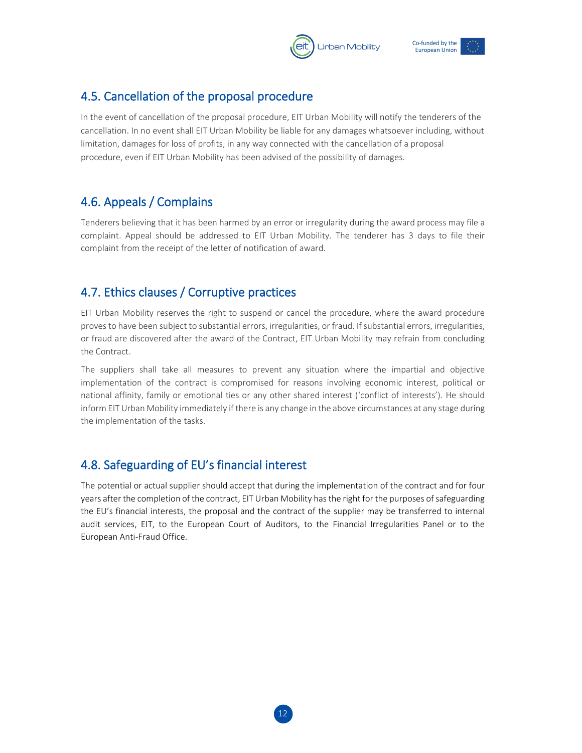## 4.5. Cancellation of the proposal procedure

In the event of cancellation of the proposal procedure, EIT Urban Mobility will notify the tenderers of the cancellation. In no event shall EIT Urban Mobility be liable for any damages whatsoever including, without limitation, damages for loss of profits, in any way connected with the cancellation of a proposal procedure, even if EIT Urban Mobility has been advised of the possibility of damages.

## 4.6. Appeals / Complains

Tenderers believing that it has been harmed by an error or irregularity during the award process may file a complaint. Appeal should be addressed to EIT Urban Mobility. The tenderer has 3 days to file their complaint from the receipt of the letter of notification of award.

## 4.7. Ethics clauses / Corruptive practices

EIT Urban Mobility reserves the right to suspend or cancel the procedure, where the award procedure proves to have been subject to substantial errors, irregularities, or fraud. If substantial errors, irregularities, or fraud are discovered after the award of the Contract, EIT Urban Mobility may refrain from concluding the Contract.

The suppliers shall take all measures to prevent any situation where the impartial and objective implementation of the contract is compromised for reasons involving economic interest, political or national affinity, family or emotional ties or any other shared interest ('conflict of interests'). He should inform EIT Urban Mobility immediately if there is any change in the above circumstances at any stage during the implementation of the tasks.

## 4.8. Safeguarding of EU's financial interest

The potential or actual supplier should accept that during the implementation of the contract and for four years after the completion of the contract, EIT Urban Mobility has the right for the purposes of safeguarding the EU's financial interests, the proposal and the contract of the supplier may be transferred to internal audit services, EIT, to the European Court of Auditors, to the Financial Irregularities Panel or to the European Anti-Fraud Office.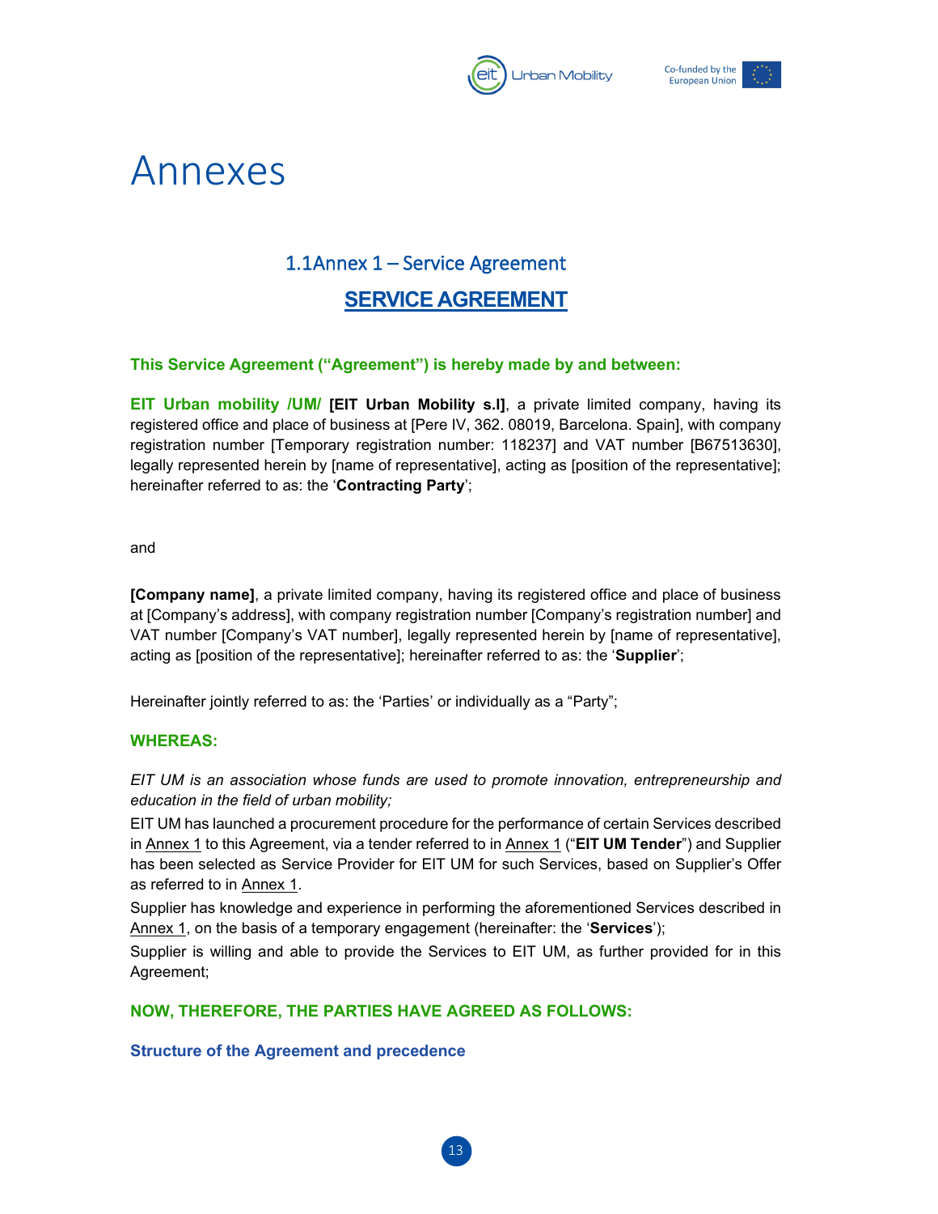# Annexes

## 1.1Annex 1 – Service Agreement

## SERVICE AGREEMENT

**This Service Agreement ("Agreement") is hereby made by and between:**

**EIT Urban mobility /UM/ [EIT Urban Mobility s.l]**, a private limited company, having its registered office and place of business at [Pere IV, 362. 08019, Barcelona. Spain], with company registration number [Temporary registration number: 118237] and VAT number [B67513630], legally represented herein by [name of representative], acting as [position of the representative]; hereinafter referred to as: the '**Contracting Party**';

and

**[Company name]**, a private limited company, having its registered office and place of business at [Company's address], with company registration number [Company's registration number] and VAT number [Company's VAT number], legally represented herein by [name of representative], acting as [position of the representative]; hereinafter referred to as: the '**Supplier**';

Hereinafter jointly referred to as: the 'Parties' or individually as a "Party";

**WHEREAS:**

*EIT UM is an association whose funds are used to promote innovation, entrepreneurship and education in the field of urban mobility;*

EIT UM has launched a procurement procedure for the performance of certain Services described in Annex 1 to this Agreement, via a tender referred to in Annex 1 ("**EIT UM Tender**") and Supplier has been selected as Service Provider for EIT UM for such Services, based on Supplier's Offer as referred to in Annex 1.

Supplier has knowledge and experience in performing the aforementioned Services described in Annex 1, on the basis of a temporary engagement (hereinafter: the '**Services**');

Supplier is willing and able to provide the Services to EIT UM, as further provided for in this Agreement;

**NOW, THEREFORE, THE PARTIES HAVE AGREED AS FOLLOWS:**

**Structure of the Agreement and precedence**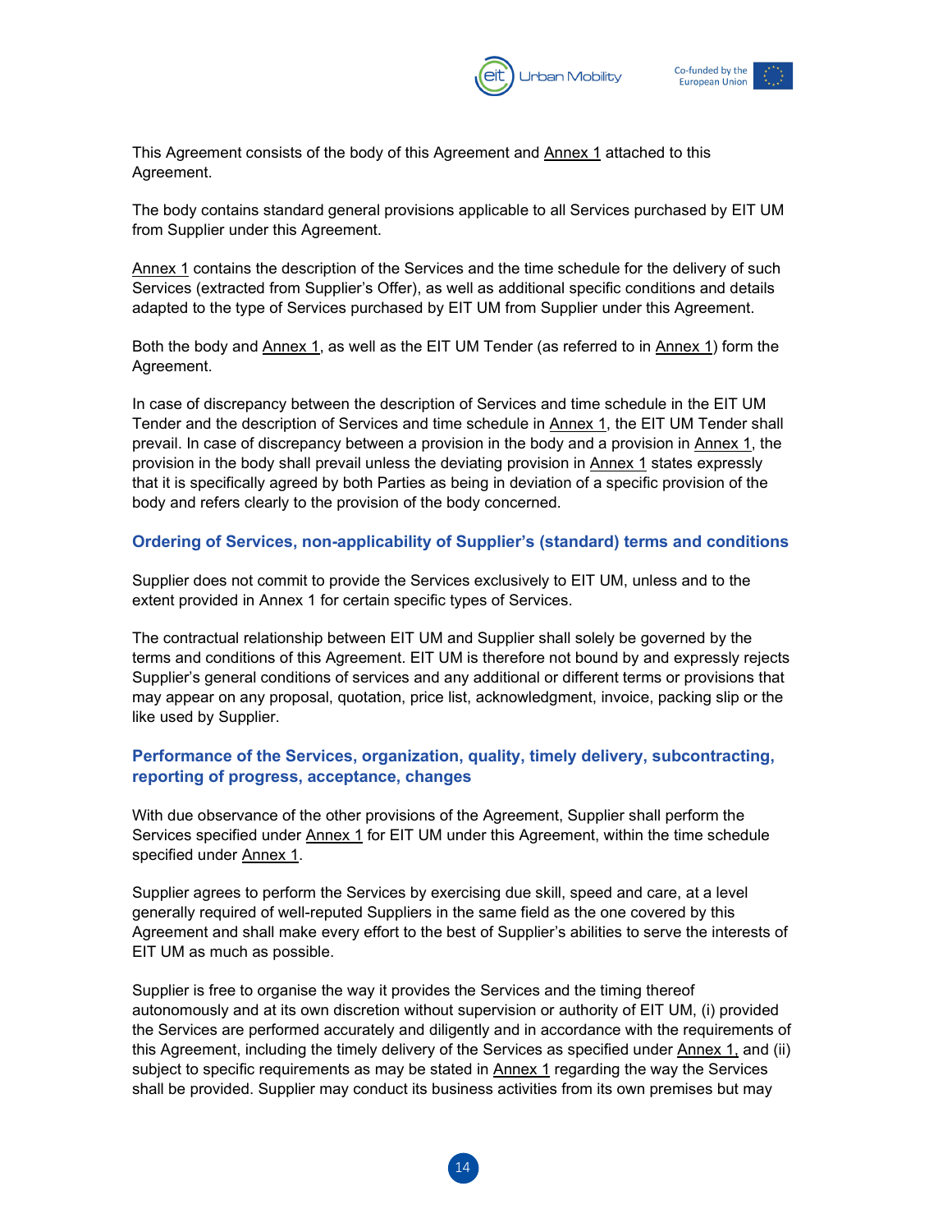This Agreement consists of the body of this Agreement and Annex 1 attached to this Agreement.

The body contains standard general provisions applicable to all Services purchased by EIT UM from Supplier under this Agreement.

Annex 1 contains the description of the Services and the time schedule for the delivery of such Services (extracted from Supplier's Offer), as well as additional specific conditions and details adapted to the type of Services purchased by EIT UM from Supplier under this Agreement.

Both the body and Annex 1, as well as the EIT UM Tender (as referred to in Annex 1) form the Agreement.

In case of discrepancy between the description of Services and time schedule in the EIT UM Tender and the description of Services and time schedule in Annex 1, the EIT UM Tender shall prevail. In case of discrepancy between a provision in the body and a provision in Annex 1, the provision in the body shall prevail unless the deviating provision in Annex 1 states expressly that it is specifically agreed by both Parties as being in deviation of a specific provision of the body and refers clearly to the provision of the body concerned.

### Ordering of Services, non-applicability of Supplier's (standard) terms and conditions

Supplier does not commit to provide the Services exclusively to EIT UM, unless and to the extent provided in Annex 1 for certain specific types of Services.

The contractual relationship between EIT UM and Supplier shall solely be governed by the terms and conditions of this Agreement. EIT UM is therefore not bound by and expressly rejects Supplier's general conditions of services and any additional or different terms or provisions that may appear on any proposal, quotation, price list, acknowledgment, invoice, packing slip or the like used by Supplier.

### Performance of the Services, organization, quality, timely delivery, subcontracting, reporting of progress, acceptance, changes

With due observance of the other provisions of the Agreement, Supplier shall perform the Services specified under Annex 1 for EIT UM under this Agreement, within the time schedule specified under Annex 1.

Supplier agrees to perform the Services by exercising due skill, speed and care, at a level generally required of well-reputed Suppliers in the same field as the one covered by this Agreement and shall make every effort to the best of Supplier's abilities to serve the interests of EIT UM as much as possible.

Supplier is free to organise the way it provides the Services and the timing thereof autonomously and at its own discretion without supervision or authority of EIT UM, (i) provided the Services are performed accurately and diligently and in accordance with the requirements of this Agreement, including the timely delivery of the Services as specified under Annex 1, and (ii) subject to specific requirements as may be stated in Annex 1 regarding the way the Services shall be provided. Supplier may conduct its business activities from its own premises but may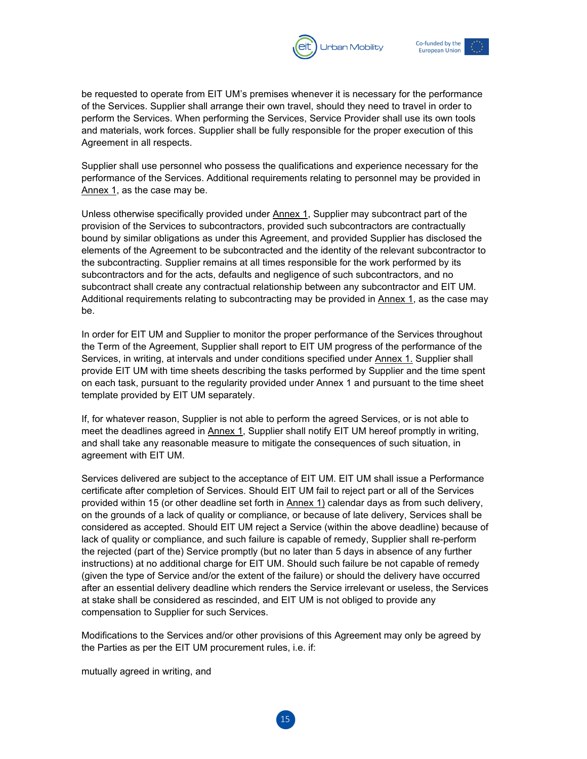be requested to operate from EIT UM's premises whenever it is necessary for the performance of the Services. Supplier shall arrange their own travel, should they need to travel in order to perform the Services. When performing the Services, Service Provider shall use its own tools and materials, work forces. Supplier shall be fully responsible for the proper execution of this Agreement in all respects.

Supplier shall use personnel who possess the qualifications and experience necessary for the performance of the Services. Additional requirements relating to personnel may be provided in Annex 1, as the case may be.

Unless otherwise specifically provided under Annex 1, Supplier may subcontract part of the provision of the Services to subcontractors, provided such subcontractors are contractually bound by similar obligations as under this Agreement, and provided Supplier has disclosed the elements of the Agreement to be subcontracted and the identity of the relevant subcontractor to the subcontracting. Supplier remains at all times responsible for the work performed by its subcontractors and for the acts, defaults and negligence of such subcontractors, and no subcontract shall create any contractual relationship between any subcontractor and EIT UM. Additional requirements relating to subcontracting may be provided in Annex 1, as the case may be.

In order for EIT UM and Supplier to monitor the proper performance of the Services throughout the Term of the Agreement, Supplier shall report to EIT UM progress of the performance of the Services, in writing, at intervals and under conditions specified under Annex 1. Supplier shall provide EIT UM with time sheets describing the tasks performed by Supplier and the time spent on each task, pursuant to the regularity provided under Annex 1 and pursuant to the time sheet template provided by EIT UM separately.

If, for whatever reason, Supplier is not able to perform the agreed Services, or is not able to meet the deadlines agreed in Annex 1, Supplier shall notify EIT UM hereof promptly in writing, and shall take any reasonable measure to mitigate the consequences of such situation, in agreement with EIT UM.

Services delivered are subject to the acceptance of EIT UM. EIT UM shall issue a Performance certificate after completion of Services. Should EIT UM fail to reject part or all of the Services provided within 15 (or other deadline set forth in Annex 1) calendar days as from such delivery, on the grounds of a lack of quality or compliance, or because of late delivery, Services shall be considered as accepted. Should EIT UM reject a Service (within the above deadline) because of lack of quality or compliance, and such failure is capable of remedy, Supplier shall re-perform the rejected (part of the) Service promptly (but no later than 5 days in absence of any further instructions) at no additional charge for EIT UM. Should such failure be not capable of remedy (given the type of Service and/or the extent of the failure) or should the delivery have occurred after an essential delivery deadline which renders the Service irrelevant or useless, the Services at stake shall be considered as rescinded, and EIT UM is not obliged to provide any compensation to Supplier for such Services.

Modifications to the Services and/or other provisions of this Agreement may only be agreed by the Parties as per the EIT UM procurement rules, i.e. if:

mutually agreed in writing, and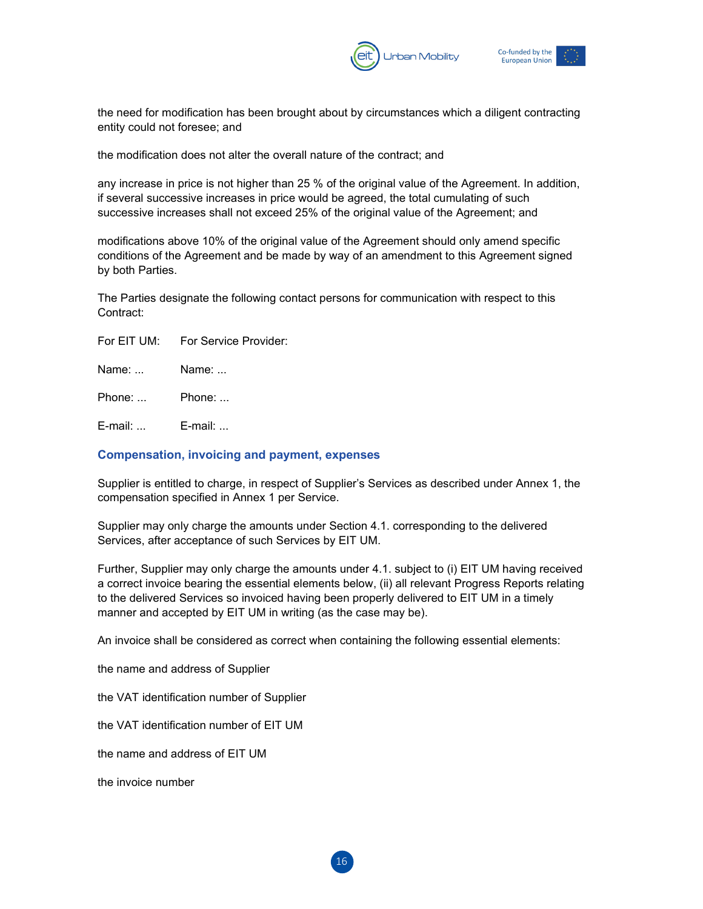the need for modification has been brought about by circumstances which a diligent contracting entity could not foresee; and

the modification does not alter the overall nature of the contract; and

any increase in price is not higher than 25 % of the original value of the Agreement. In addition, if several successive increases in price would be agreed, the total cumulating of such successive increases shall not exceed 25% of the original value of the Agreement; and

modifications above 10% of the original value of the Agreement should only amend specific conditions of the Agreement and be made by way of an amendment to this Agreement signed by both Parties.

The Parties designate the following contact persons for communication with respect to this Contract:

| For EIT UM: | For Service Provider: |
|---|---|
| Name: ... | Name: ... |
| Phone: ... | Phone: ... |
| E-mail: ... | E-mail: ... |

## Compensation, invoicing and payment, expenses

Supplier is entitled to charge, in respect of Supplier's Services as described under Annex 1, the compensation specified in Annex 1 per Service.

Supplier may only charge the amounts under Section 4.1. corresponding to the delivered Services, after acceptance of such Services by EIT UM.

Further, Supplier may only charge the amounts under 4.1. subject to (i) EIT UM having received a correct invoice bearing the essential elements below, (ii) all relevant Progress Reports relating to the delivered Services so invoiced having been properly delivered to EIT UM in a timely manner and accepted by EIT UM in writing (as the case may be).

An invoice shall be considered as correct when containing the following essential elements:

the name and address of Supplier

the VAT identification number of Supplier

the VAT identification number of EIT UM

the name and address of EIT UM

the invoice number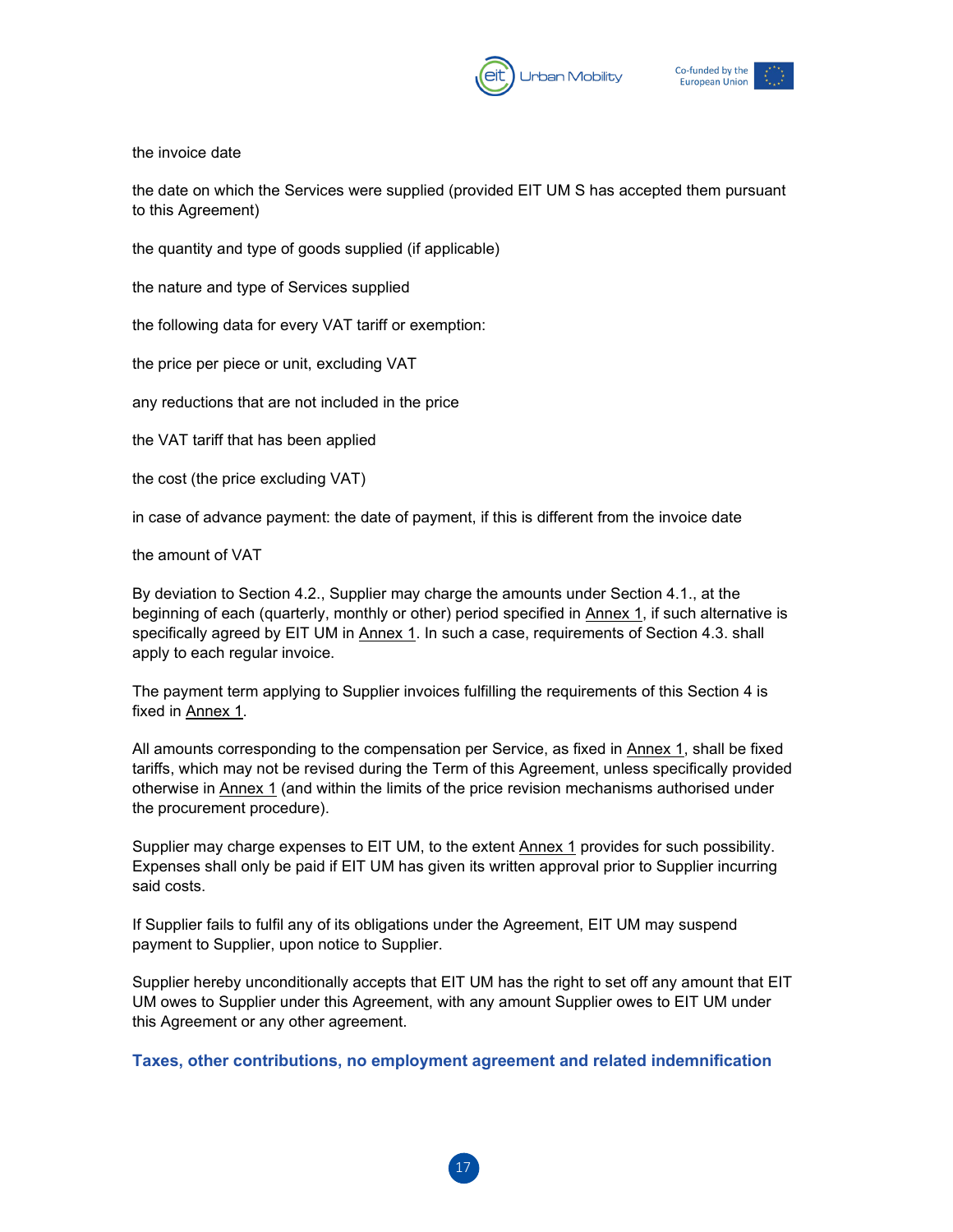the invoice date

the date on which the Services were supplied (provided EIT UM S has accepted them pursuant to this Agreement)

the quantity and type of goods supplied (if applicable)

the nature and type of Services supplied

the following data for every VAT tariff or exemption:

the price per piece or unit, excluding VAT

any reductions that are not included in the price

the VAT tariff that has been applied

the cost (the price excluding VAT)

in case of advance payment: the date of payment, if this is different from the invoice date

the amount of VAT

By deviation to Section 4.2., Supplier may charge the amounts under Section 4.1., at the beginning of each (quarterly, monthly or other) period specified in Annex 1, if such alternative is specifically agreed by EIT UM in Annex 1. In such a case, requirements of Section 4.3. shall apply to each regular invoice.

The payment term applying to Supplier invoices fulfilling the requirements of this Section 4 is fixed in Annex 1.

All amounts corresponding to the compensation per Service, as fixed in Annex 1, shall be fixed tariffs, which may not be revised during the Term of this Agreement, unless specifically provided otherwise in Annex 1 (and within the limits of the price revision mechanisms authorised under the procurement procedure).

Supplier may charge expenses to EIT UM, to the extent Annex 1 provides for such possibility. Expenses shall only be paid if EIT UM has given its written approval prior to Supplier incurring said costs.

If Supplier fails to fulfil any of its obligations under the Agreement, EIT UM may suspend payment to Supplier, upon notice to Supplier.

Supplier hereby unconditionally accepts that EIT UM has the right to set off any amount that EIT UM owes to Supplier under this Agreement, with any amount Supplier owes to EIT UM under this Agreement or any other agreement.

## Taxes, other contributions, no employment agreement and related indemnification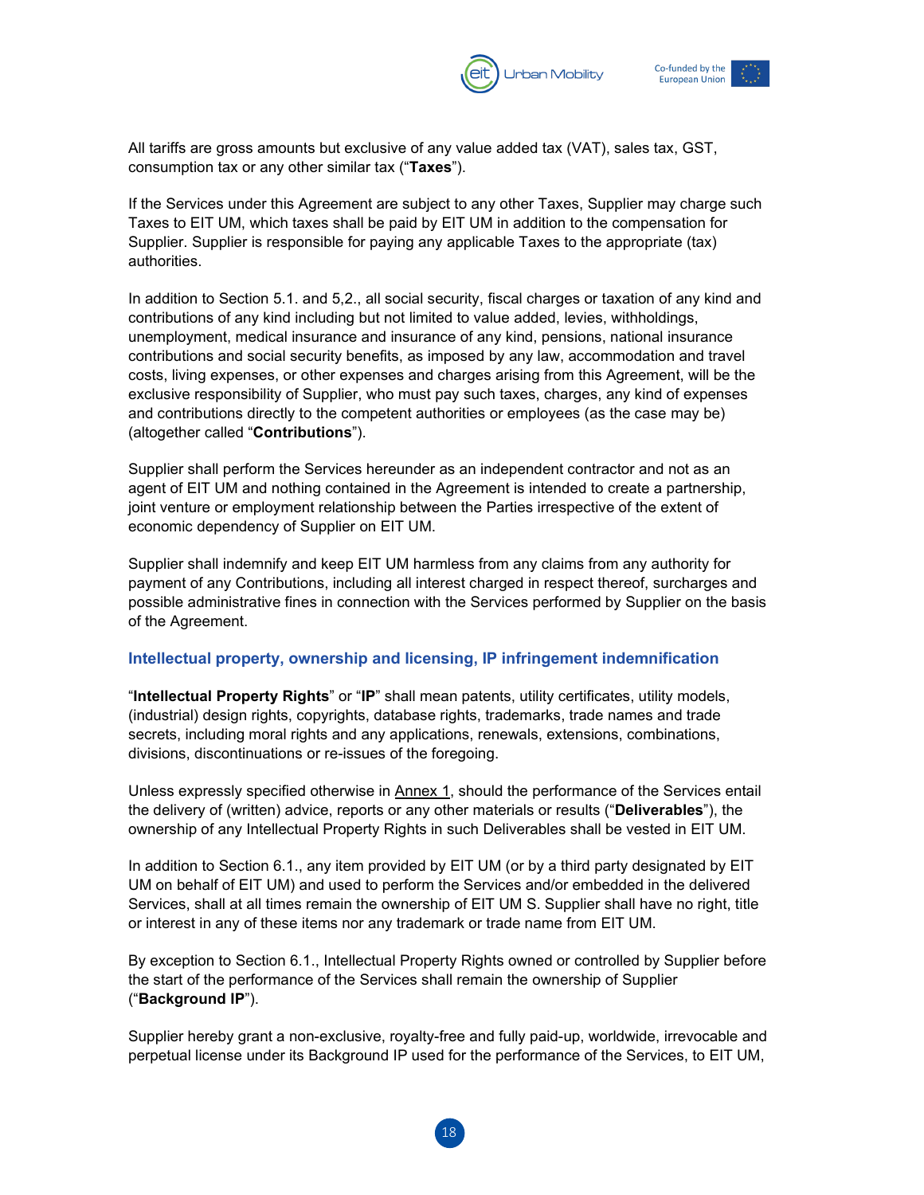All tariffs are gross amounts but exclusive of any value added tax (VAT), sales tax, GST, consumption tax or any other similar tax ("**Taxes**").

If the Services under this Agreement are subject to any other Taxes, Supplier may charge such Taxes to EIT UM, which taxes shall be paid by EIT UM in addition to the compensation for Supplier. Supplier is responsible for paying any applicable Taxes to the appropriate (tax) authorities.

In addition to Section 5.1. and 5,2., all social security, fiscal charges or taxation of any kind and contributions of any kind including but not limited to value added, levies, withholdings, unemployment, medical insurance and insurance of any kind, pensions, national insurance contributions and social security benefits, as imposed by any law, accommodation and travel costs, living expenses, or other expenses and charges arising from this Agreement, will be the exclusive responsibility of Supplier, who must pay such taxes, charges, any kind of expenses and contributions directly to the competent authorities or employees (as the case may be) (altogether called "**Contributions**").

Supplier shall perform the Services hereunder as an independent contractor and not as an agent of EIT UM and nothing contained in the Agreement is intended to create a partnership, joint venture or employment relationship between the Parties irrespective of the extent of economic dependency of Supplier on EIT UM.

Supplier shall indemnify and keep EIT UM harmless from any claims from any authority for payment of any Contributions, including all interest charged in respect thereof, surcharges and possible administrative fines in connection with the Services performed by Supplier on the basis of the Agreement.

### Intellectual property, ownership and licensing, IP infringement indemnification

"**Intellectual Property Rights**" or "**IP**" shall mean patents, utility certificates, utility models, (industrial) design rights, copyrights, database rights, trademarks, trade names and trade secrets, including moral rights and any applications, renewals, extensions, combinations, divisions, discontinuations or re-issues of the foregoing.

Unless expressly specified otherwise in Annex 1, should the performance of the Services entail the delivery of (written) advice, reports or any other materials or results ("**Deliverables**"), the ownership of any Intellectual Property Rights in such Deliverables shall be vested in EIT UM.

In addition to Section 6.1., any item provided by EIT UM (or by a third party designated by EIT UM on behalf of EIT UM) and used to perform the Services and/or embedded in the delivered Services, shall at all times remain the ownership of EIT UM S. Supplier shall have no right, title or interest in any of these items nor any trademark or trade name from EIT UM.

By exception to Section 6.1., Intellectual Property Rights owned or controlled by Supplier before the start of the performance of the Services shall remain the ownership of Supplier ("**Background IP**").

Supplier hereby grant a non-exclusive, royalty-free and fully paid-up, worldwide, irrevocable and perpetual license under its Background IP used for the performance of the Services, to EIT UM,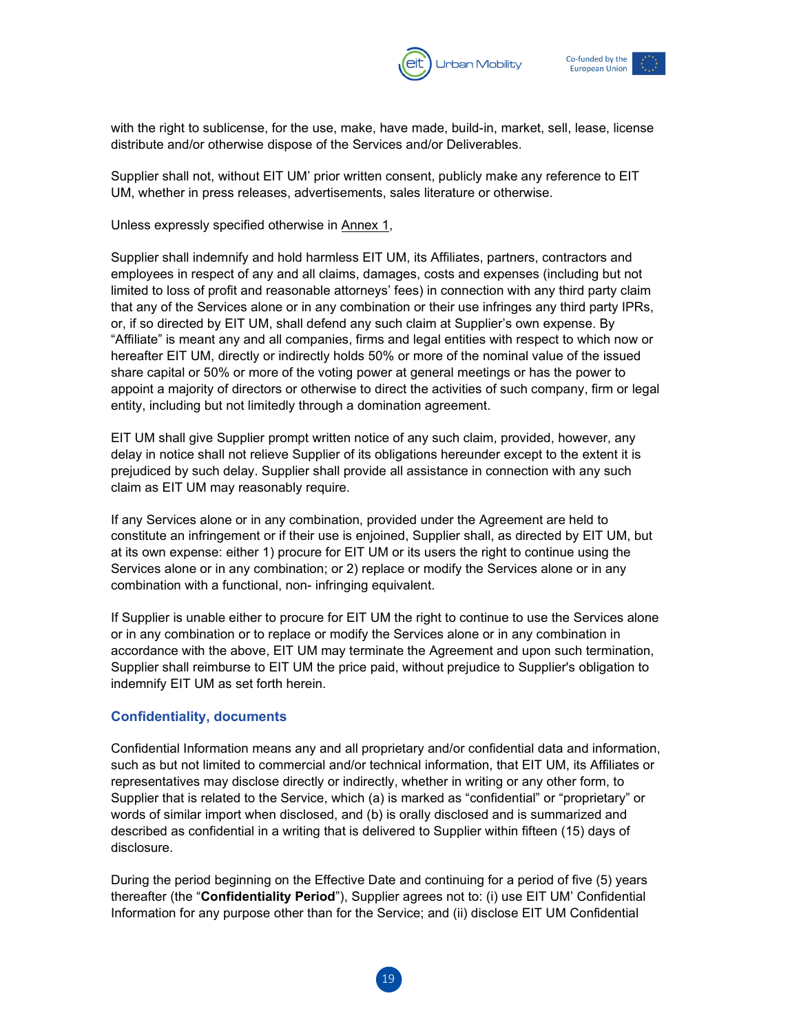with the right to sublicense, for the use, make, have made, build-in, market, sell, lease, license distribute and/or otherwise dispose of the Services and/or Deliverables.

Supplier shall not, without EIT UM' prior written consent, publicly make any reference to EIT UM, whether in press releases, advertisements, sales literature or otherwise.

Unless expressly specified otherwise in Annex 1,

Supplier shall indemnify and hold harmless EIT UM, its Affiliates, partners, contractors and employees in respect of any and all claims, damages, costs and expenses (including but not limited to loss of profit and reasonable attorneys' fees) in connection with any third party claim that any of the Services alone or in any combination or their use infringes any third party IPRs, or, if so directed by EIT UM, shall defend any such claim at Supplier's own expense. By "Affiliate" is meant any and all companies, firms and legal entities with respect to which now or hereafter EIT UM, directly or indirectly holds 50% or more of the nominal value of the issued share capital or 50% or more of the voting power at general meetings or has the power to appoint a majority of directors or otherwise to direct the activities of such company, firm or legal entity, including but not limitedly through a domination agreement.

EIT UM shall give Supplier prompt written notice of any such claim, provided, however, any delay in notice shall not relieve Supplier of its obligations hereunder except to the extent it is prejudiced by such delay. Supplier shall provide all assistance in connection with any such claim as EIT UM may reasonably require.

If any Services alone or in any combination, provided under the Agreement are held to constitute an infringement or if their use is enjoined, Supplier shall, as directed by EIT UM, but at its own expense: either 1) procure for EIT UM or its users the right to continue using the Services alone or in any combination; or 2) replace or modify the Services alone or in any combination with a functional, non- infringing equivalent.

If Supplier is unable either to procure for EIT UM the right to continue to use the Services alone or in any combination or to replace or modify the Services alone or in any combination in accordance with the above, EIT UM may terminate the Agreement and upon such termination, Supplier shall reimburse to EIT UM the price paid, without prejudice to Supplier's obligation to indemnify EIT UM as set forth herein.

### Confidentiality, documents

Confidential Information means any and all proprietary and/or confidential data and information, such as but not limited to commercial and/or technical information, that EIT UM, its Affiliates or representatives may disclose directly or indirectly, whether in writing or any other form, to Supplier that is related to the Service, which (a) is marked as "confidential" or "proprietary" or words of similar import when disclosed, and (b) is orally disclosed and is summarized and described as confidential in a writing that is delivered to Supplier within fifteen (15) days of disclosure.

During the period beginning on the Effective Date and continuing for a period of five (5) years thereafter (the "**Confidentiality Period**"), Supplier agrees not to: (i) use EIT UM' Confidential Information for any purpose other than for the Service; and (ii) disclose EIT UM Confidential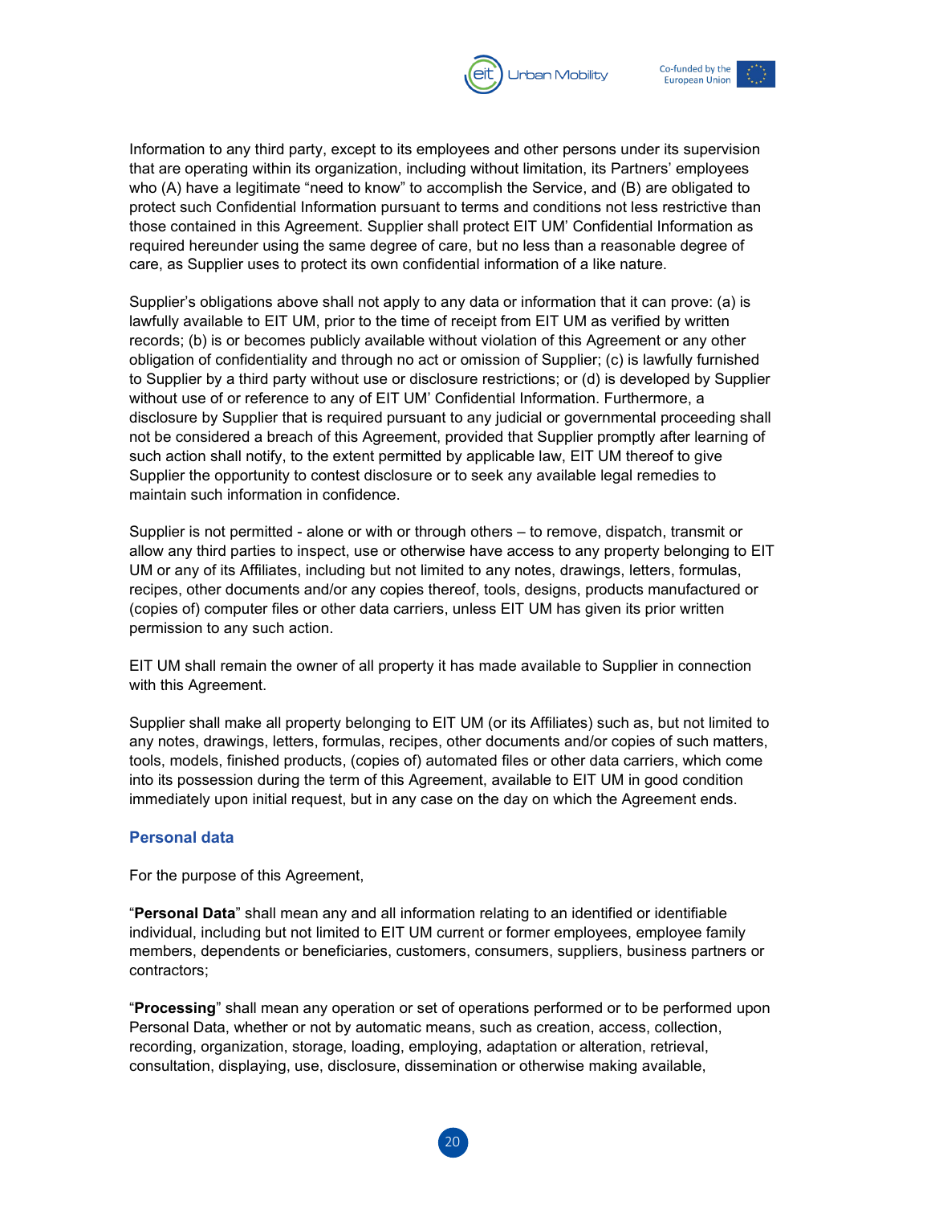Information to any third party, except to its employees and other persons under its supervision that are operating within its organization, including without limitation, its Partners' employees who (A) have a legitimate "need to know" to accomplish the Service, and (B) are obligated to protect such Confidential Information pursuant to terms and conditions not less restrictive than those contained in this Agreement. Supplier shall protect EIT UM' Confidential Information as required hereunder using the same degree of care, but no less than a reasonable degree of care, as Supplier uses to protect its own confidential information of a like nature.

Supplier's obligations above shall not apply to any data or information that it can prove: (a) is lawfully available to EIT UM, prior to the time of receipt from EIT UM as verified by written records; (b) is or becomes publicly available without violation of this Agreement or any other obligation of confidentiality and through no act or omission of Supplier; (c) is lawfully furnished to Supplier by a third party without use or disclosure restrictions; or (d) is developed by Supplier without use of or reference to any of EIT UM' Confidential Information. Furthermore, a disclosure by Supplier that is required pursuant to any judicial or governmental proceeding shall not be considered a breach of this Agreement, provided that Supplier promptly after learning of such action shall notify, to the extent permitted by applicable law, EIT UM thereof to give Supplier the opportunity to contest disclosure or to seek any available legal remedies to maintain such information in confidence.

Supplier is not permitted - alone or with or through others – to remove, dispatch, transmit or allow any third parties to inspect, use or otherwise have access to any property belonging to EIT UM or any of its Affiliates, including but not limited to any notes, drawings, letters, formulas, recipes, other documents and/or any copies thereof, tools, designs, products manufactured or (copies of) computer files or other data carriers, unless EIT UM has given its prior written permission to any such action.

EIT UM shall remain the owner of all property it has made available to Supplier in connection with this Agreement.

Supplier shall make all property belonging to EIT UM (or its Affiliates) such as, but not limited to any notes, drawings, letters, formulas, recipes, other documents and/or copies of such matters, tools, models, finished products, (copies of) automated files or other data carriers, which come into its possession during the term of this Agreement, available to EIT UM in good condition immediately upon initial request, but in any case on the day on which the Agreement ends.

### Personal data

For the purpose of this Agreement,

"**Personal Data**" shall mean any and all information relating to an identified or identifiable individual, including but not limited to EIT UM current or former employees, employee family members, dependents or beneficiaries, customers, consumers, suppliers, business partners or contractors;

"**Processing**" shall mean any operation or set of operations performed or to be performed upon Personal Data, whether or not by automatic means, such as creation, access, collection, recording, organization, storage, loading, employing, adaptation or alteration, retrieval, consultation, displaying, use, disclosure, dissemination or otherwise making available,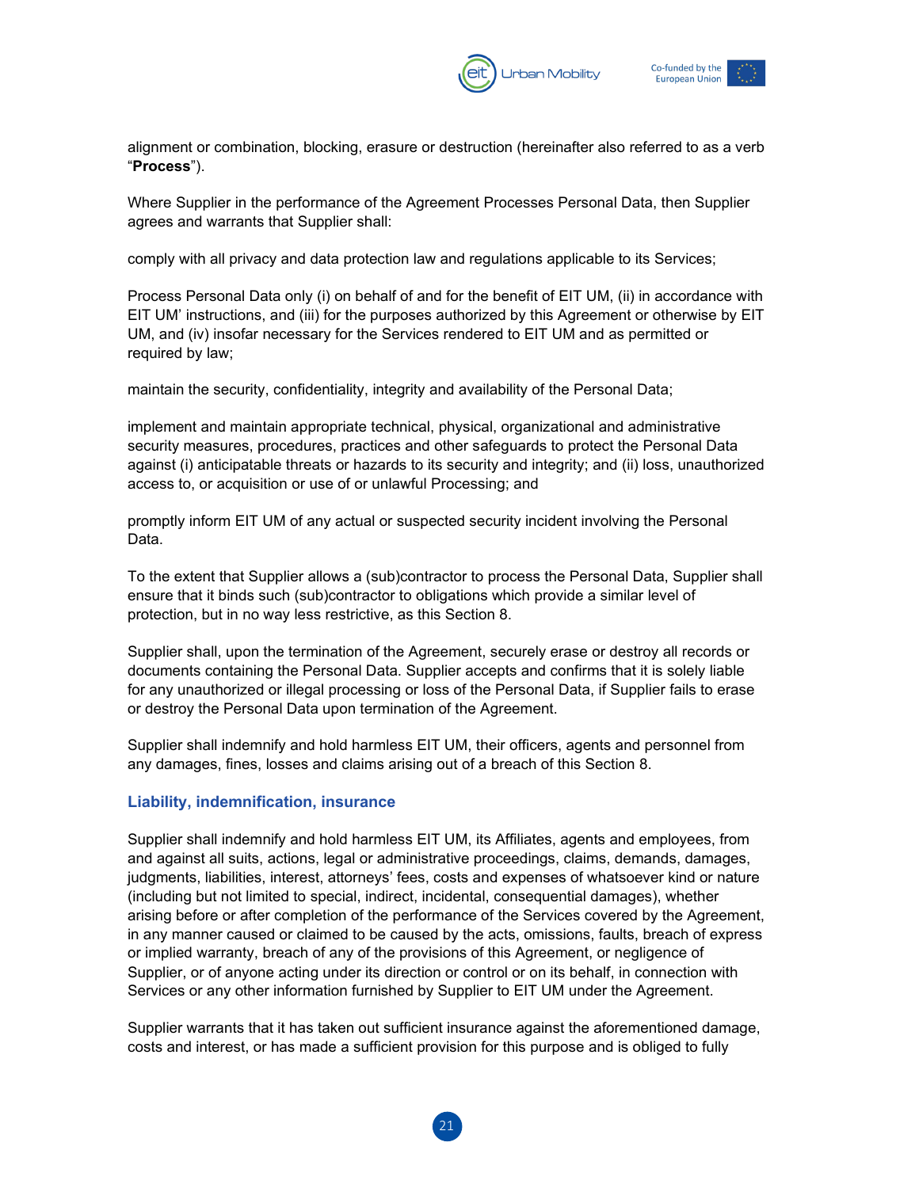alignment or combination, blocking, erasure or destruction (hereinafter also referred to as a verb “**Process**”).

Where Supplier in the performance of the Agreement Processes Personal Data, then Supplier agrees and warrants that Supplier shall:

comply with all privacy and data protection law and regulations applicable to its Services;

Process Personal Data only (i) on behalf of and for the benefit of EIT UM, (ii) in accordance with EIT UM’ instructions, and (iii) for the purposes authorized by this Agreement or otherwise by EIT UM, and (iv) insofar necessary for the Services rendered to EIT UM and as permitted or required by law;

maintain the security, confidentiality, integrity and availability of the Personal Data;

implement and maintain appropriate technical, physical, organizational and administrative security measures, procedures, practices and other safeguards to protect the Personal Data against (i) anticipatable threats or hazards to its security and integrity; and (ii) loss, unauthorized access to, or acquisition or use of or unlawful Processing; and

promptly inform EIT UM of any actual or suspected security incident involving the Personal Data.

To the extent that Supplier allows a (sub)contractor to process the Personal Data, Supplier shall ensure that it binds such (sub)contractor to obligations which provide a similar level of protection, but in no way less restrictive, as this Section 8.

Supplier shall, upon the termination of the Agreement, securely erase or destroy all records or documents containing the Personal Data. Supplier accepts and confirms that it is solely liable for any unauthorized or illegal processing or loss of the Personal Data, if Supplier fails to erase or destroy the Personal Data upon termination of the Agreement.

Supplier shall indemnify and hold harmless EIT UM, their officers, agents and personnel from any damages, fines, losses and claims arising out of a breach of this Section 8.

## Liability, indemnification, insurance

Supplier shall indemnify and hold harmless EIT UM, its Affiliates, agents and employees, from and against all suits, actions, legal or administrative proceedings, claims, demands, damages, judgments, liabilities, interest, attorneys’ fees, costs and expenses of whatsoever kind or nature (including but not limited to special, indirect, incidental, consequential damages), whether arising before or after completion of the performance of the Services covered by the Agreement, in any manner caused or claimed to be caused by the acts, omissions, faults, breach of express or implied warranty, breach of any of the provisions of this Agreement, or negligence of Supplier, or of anyone acting under its direction or control or on its behalf, in connection with Services or any other information furnished by Supplier to EIT UM under the Agreement.

Supplier warrants that it has taken out sufficient insurance against the aforementioned damage, costs and interest, or has made a sufficient provision for this purpose and is obliged to fully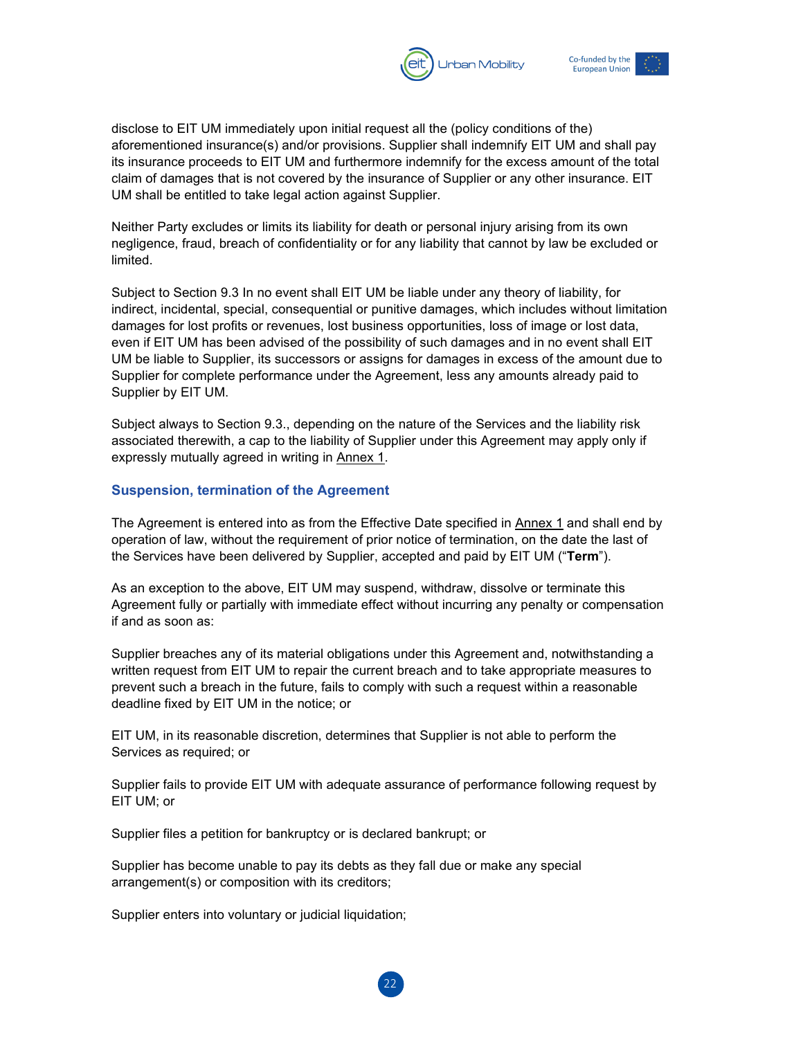disclose to EIT UM immediately upon initial request all the (policy conditions of the) aforementioned insurance(s) and/or provisions. Supplier shall indemnify EIT UM and shall pay its insurance proceeds to EIT UM and furthermore indemnify for the excess amount of the total claim of damages that is not covered by the insurance of Supplier or any other insurance. EIT UM shall be entitled to take legal action against Supplier.

Neither Party excludes or limits its liability for death or personal injury arising from its own negligence, fraud, breach of confidentiality or for any liability that cannot by law be excluded or limited.

Subject to Section 9.3 In no event shall EIT UM be liable under any theory of liability, for indirect, incidental, special, consequential or punitive damages, which includes without limitation damages for lost profits or revenues, lost business opportunities, loss of image or lost data, even if EIT UM has been advised of the possibility of such damages and in no event shall EIT UM be liable to Supplier, its successors or assigns for damages in excess of the amount due to Supplier for complete performance under the Agreement, less any amounts already paid to Supplier by EIT UM.

Subject always to Section 9.3., depending on the nature of the Services and the liability risk associated therewith, a cap to the liability of Supplier under this Agreement may apply only if expressly mutually agreed in writing in Annex 1.

## Suspension, termination of the Agreement

The Agreement is entered into as from the Effective Date specified in Annex 1 and shall end by operation of law, without the requirement of prior notice of termination, on the date the last of the Services have been delivered by Supplier, accepted and paid by EIT UM (“**Term**”).

As an exception to the above, EIT UM may suspend, withdraw, dissolve or terminate this Agreement fully or partially with immediate effect without incurring any penalty or compensation if and as soon as:

Supplier breaches any of its material obligations under this Agreement and, notwithstanding a written request from EIT UM to repair the current breach and to take appropriate measures to prevent such a breach in the future, fails to comply with such a request within a reasonable deadline fixed by EIT UM in the notice; or

EIT UM, in its reasonable discretion, determines that Supplier is not able to perform the Services as required; or

Supplier fails to provide EIT UM with adequate assurance of performance following request by EIT UM; or

Supplier files a petition for bankruptcy or is declared bankrupt; or

Supplier has become unable to pay its debts as they fall due or make any special arrangement(s) or composition with its creditors;

Supplier enters into voluntary or judicial liquidation;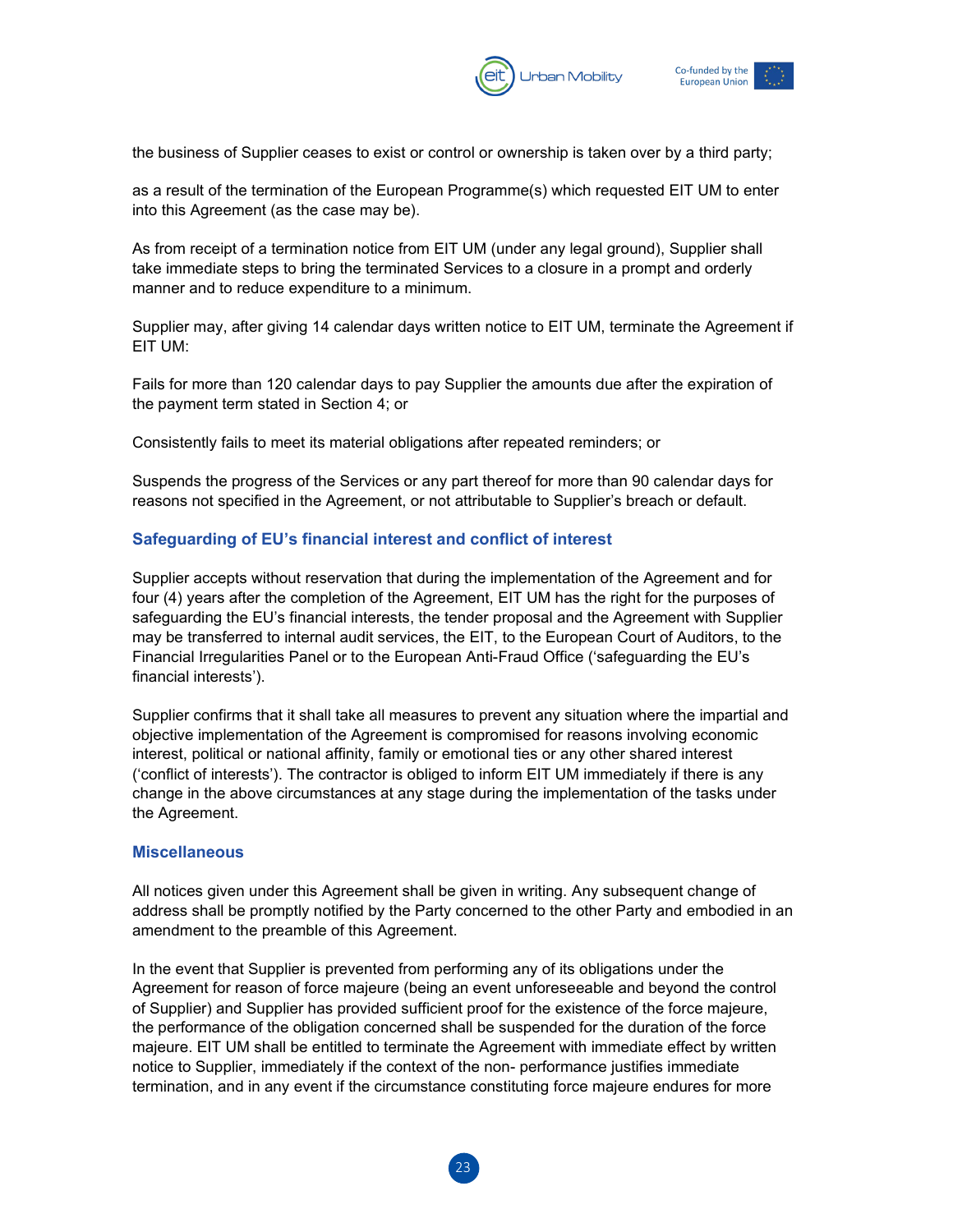the business of Supplier ceases to exist or control or ownership is taken over by a third party;

as a result of the termination of the European Programme(s) which requested EIT UM to enter into this Agreement (as the case may be).

As from receipt of a termination notice from EIT UM (under any legal ground), Supplier shall take immediate steps to bring the terminated Services to a closure in a prompt and orderly manner and to reduce expenditure to a minimum.

Supplier may, after giving 14 calendar days written notice to EIT UM, terminate the Agreement if EIT UM:

Fails for more than 120 calendar days to pay Supplier the amounts due after the expiration of the payment term stated in Section 4; or

Consistently fails to meet its material obligations after repeated reminders; or

Suspends the progress of the Services or any part thereof for more than 90 calendar days for reasons not specified in the Agreement, or not attributable to Supplier's breach or default.

### Safeguarding of EU's financial interest and conflict of interest

Supplier accepts without reservation that during the implementation of the Agreement and for four (4) years after the completion of the Agreement, EIT UM has the right for the purposes of safeguarding the EU's financial interests, the tender proposal and the Agreement with Supplier may be transferred to internal audit services, the EIT, to the European Court of Auditors, to the Financial Irregularities Panel or to the European Anti-Fraud Office ('safeguarding the EU's financial interests').

Supplier confirms that it shall take all measures to prevent any situation where the impartial and objective implementation of the Agreement is compromised for reasons involving economic interest, political or national affinity, family or emotional ties or any other shared interest ('conflict of interests'). The contractor is obliged to inform EIT UM immediately if there is any change in the above circumstances at any stage during the implementation of the tasks under the Agreement.

### Miscellaneous

All notices given under this Agreement shall be given in writing. Any subsequent change of address shall be promptly notified by the Party concerned to the other Party and embodied in an amendment to the preamble of this Agreement.

In the event that Supplier is prevented from performing any of its obligations under the Agreement for reason of force majeure (being an event unforeseeable and beyond the control of Supplier) and Supplier has provided sufficient proof for the existence of the force majeure, the performance of the obligation concerned shall be suspended for the duration of the force majeure. EIT UM shall be entitled to terminate the Agreement with immediate effect by written notice to Supplier, immediately if the context of the non- performance justifies immediate termination, and in any event if the circumstance constituting force majeure endures for more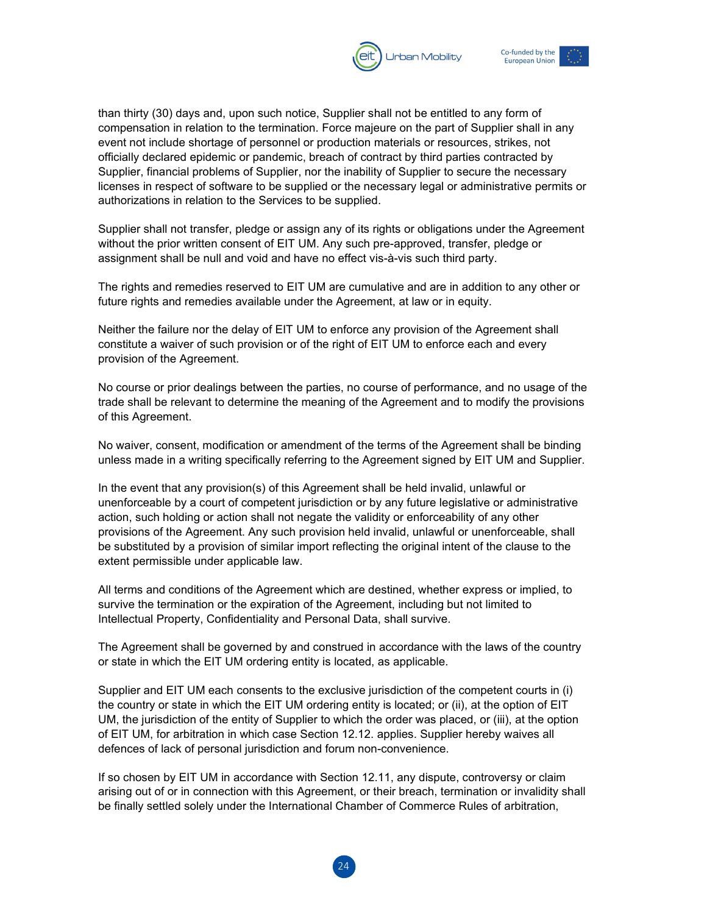than thirty (30) days and, upon such notice, Supplier shall not be entitled to any form of compensation in relation to the termination. Force majeure on the part of Supplier shall in any event not include shortage of personnel or production materials or resources, strikes, not officially declared epidemic or pandemic, breach of contract by third parties contracted by Supplier, financial problems of Supplier, nor the inability of Supplier to secure the necessary licenses in respect of software to be supplied or the necessary legal or administrative permits or authorizations in relation to the Services to be supplied.

Supplier shall not transfer, pledge or assign any of its rights or obligations under the Agreement without the prior written consent of EIT UM. Any such pre-approved, transfer, pledge or assignment shall be null and void and have no effect vis-à-vis such third party.

The rights and remedies reserved to EIT UM are cumulative and are in addition to any other or future rights and remedies available under the Agreement, at law or in equity.

Neither the failure nor the delay of EIT UM to enforce any provision of the Agreement shall constitute a waiver of such provision or of the right of EIT UM to enforce each and every provision of the Agreement.

No course or prior dealings between the parties, no course of performance, and no usage of the trade shall be relevant to determine the meaning of the Agreement and to modify the provisions of this Agreement.

No waiver, consent, modification or amendment of the terms of the Agreement shall be binding unless made in a writing specifically referring to the Agreement signed by EIT UM and Supplier.

In the event that any provision(s) of this Agreement shall be held invalid, unlawful or unenforceable by a court of competent jurisdiction or by any future legislative or administrative action, such holding or action shall not negate the validity or enforceability of any other provisions of the Agreement. Any such provision held invalid, unlawful or unenforceable, shall be substituted by a provision of similar import reflecting the original intent of the clause to the extent permissible under applicable law.

All terms and conditions of the Agreement which are destined, whether express or implied, to survive the termination or the expiration of the Agreement, including but not limited to Intellectual Property, Confidentiality and Personal Data, shall survive.

The Agreement shall be governed by and construed in accordance with the laws of the country or state in which the EIT UM ordering entity is located, as applicable.

Supplier and EIT UM each consents to the exclusive jurisdiction of the competent courts in (i) the country or state in which the EIT UM ordering entity is located; or (ii), at the option of EIT UM, the jurisdiction of the entity of Supplier to which the order was placed, or (iii), at the option of EIT UM, for arbitration in which case Section 12.12. applies. Supplier hereby waives all defences of lack of personal jurisdiction and forum non-convenience.

If so chosen by EIT UM in accordance with Section 12.11, any dispute, controversy or claim arising out of or in connection with this Agreement, or their breach, termination or invalidity shall be finally settled solely under the International Chamber of Commerce Rules of arbitration,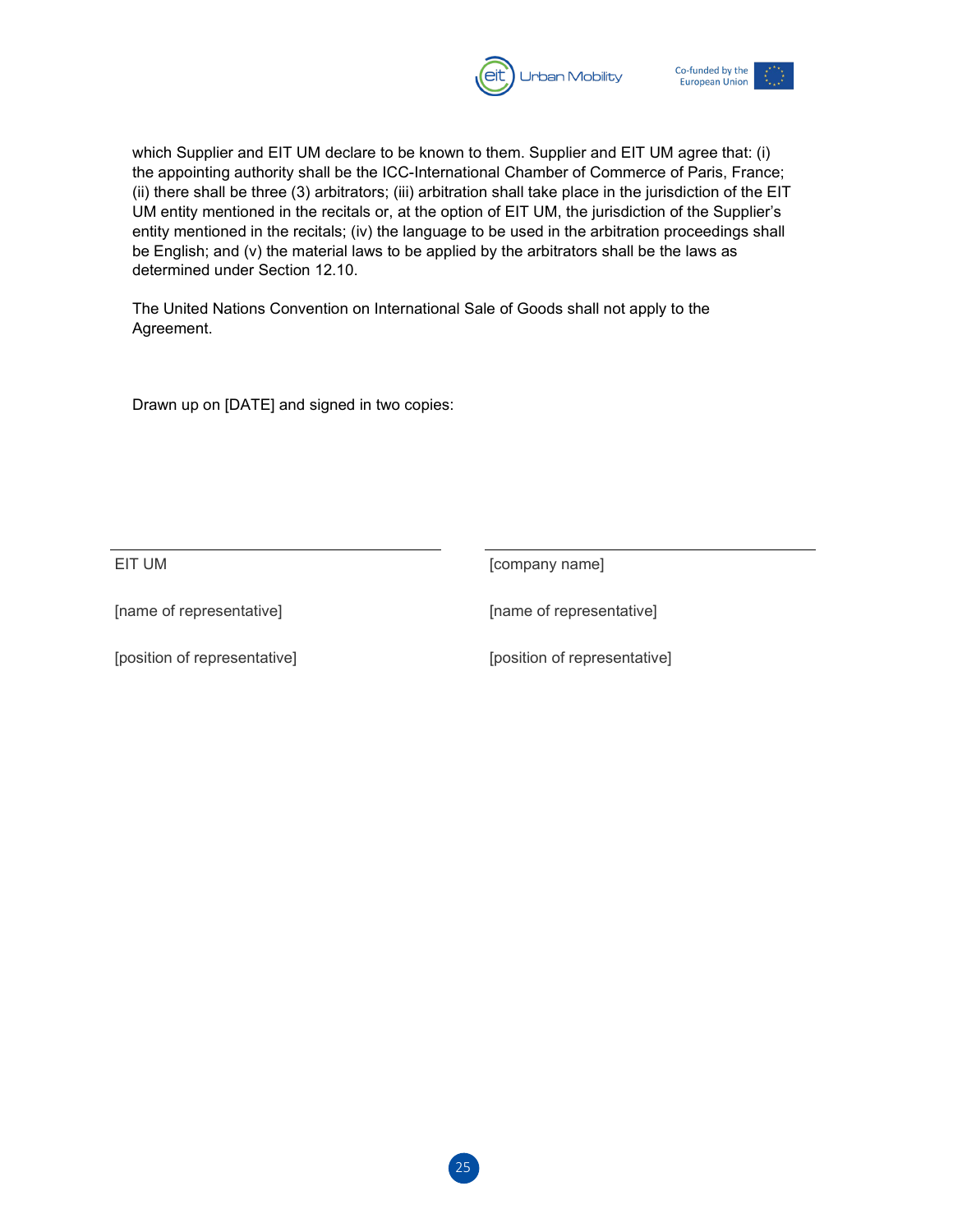which Supplier and EIT UM declare to be known to them. Supplier and EIT UM agree that: (i) the appointing authority shall be the ICC-International Chamber of Commerce of Paris, France; (ii) there shall be three (3) arbitrators; (iii) arbitration shall take place in the jurisdiction of the EIT UM entity mentioned in the recitals or, at the option of EIT UM, the jurisdiction of the Supplier's entity mentioned in the recitals; (iv) the language to be used in the arbitration proceedings shall be English; and (v) the material laws to be applied by the arbitrators shall be the laws as determined under Section 12.10.

The United Nations Convention on International Sale of Goods shall not apply to the Agreement.

Drawn up on [DATE] and signed in two copies:

| | |
|---|---|
| EIT UM | [company name] |
| [name of representative] | [name of representative] |
| [position of representative] | [position of representative] |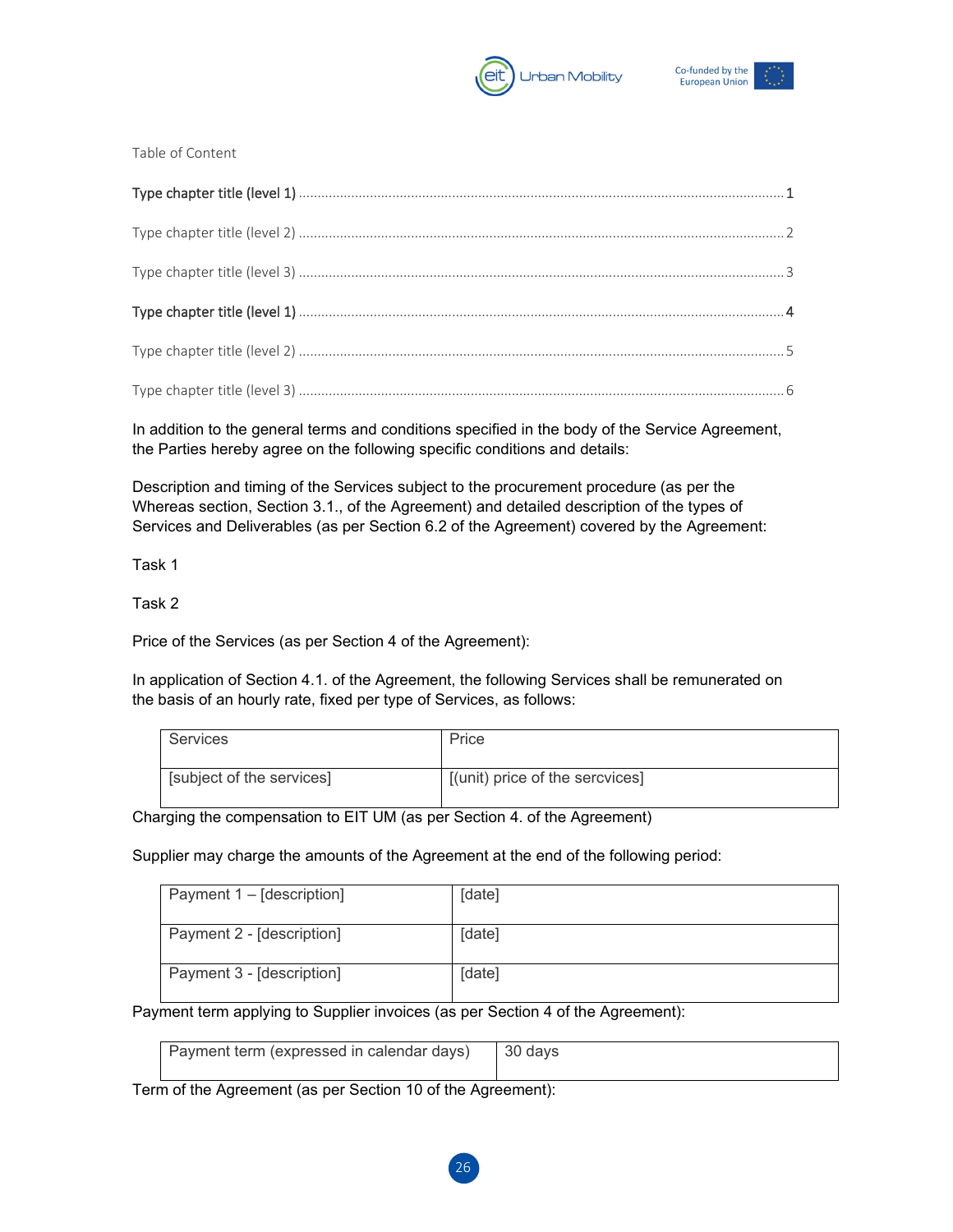Table of Content

**Type chapter title (level 1)** ........................................................................................................................ 1

Type chapter title (level 2) ........................................................................................................................ 2

Type chapter title (level 3) ........................................................................................................................ 3

**Type chapter title (level 1)** ........................................................................................................................ 4

Type chapter title (level 2) ........................................................................................................................ 5

Type chapter title (level 3) ........................................................................................................................ 6

In addition to the general terms and conditions specified in the body of the Service Agreement, the Parties hereby agree on the following specific conditions and details:

Description and timing of the Services subject to the procurement procedure (as per the Whereas section, Section 3.1., of the Agreement) and detailed description of the types of Services and Deliverables (as per Section 6.2 of the Agreement) covered by the Agreement:

Task 1

Task 2

Price of the Services (as per Section 4 of the Agreement):

In application of Section 4.1. of the Agreement, the following Services shall be remunerated on the basis of an hourly rate, fixed per type of Services, as follows:

| Services | Price |
| --- | --- |
| [subject of the services] | [(unit) price of the sercvices] |

Charging the compensation to EIT UM (as per Section 4. of the Agreement)

Supplier may charge the amounts of the Agreement at the end of the following period:

| Payment 1 – [description] | [date] |
| --- | --- |
| Payment 2 - [description] | [date] |
| Payment 3 - [description] | [date] |

Payment term applying to Supplier invoices (as per Section 4 of the Agreement):

| Payment term (expressed in calendar days) | 30 days |
| --- | --- |

Term of the Agreement (as per Section 10 of the Agreement):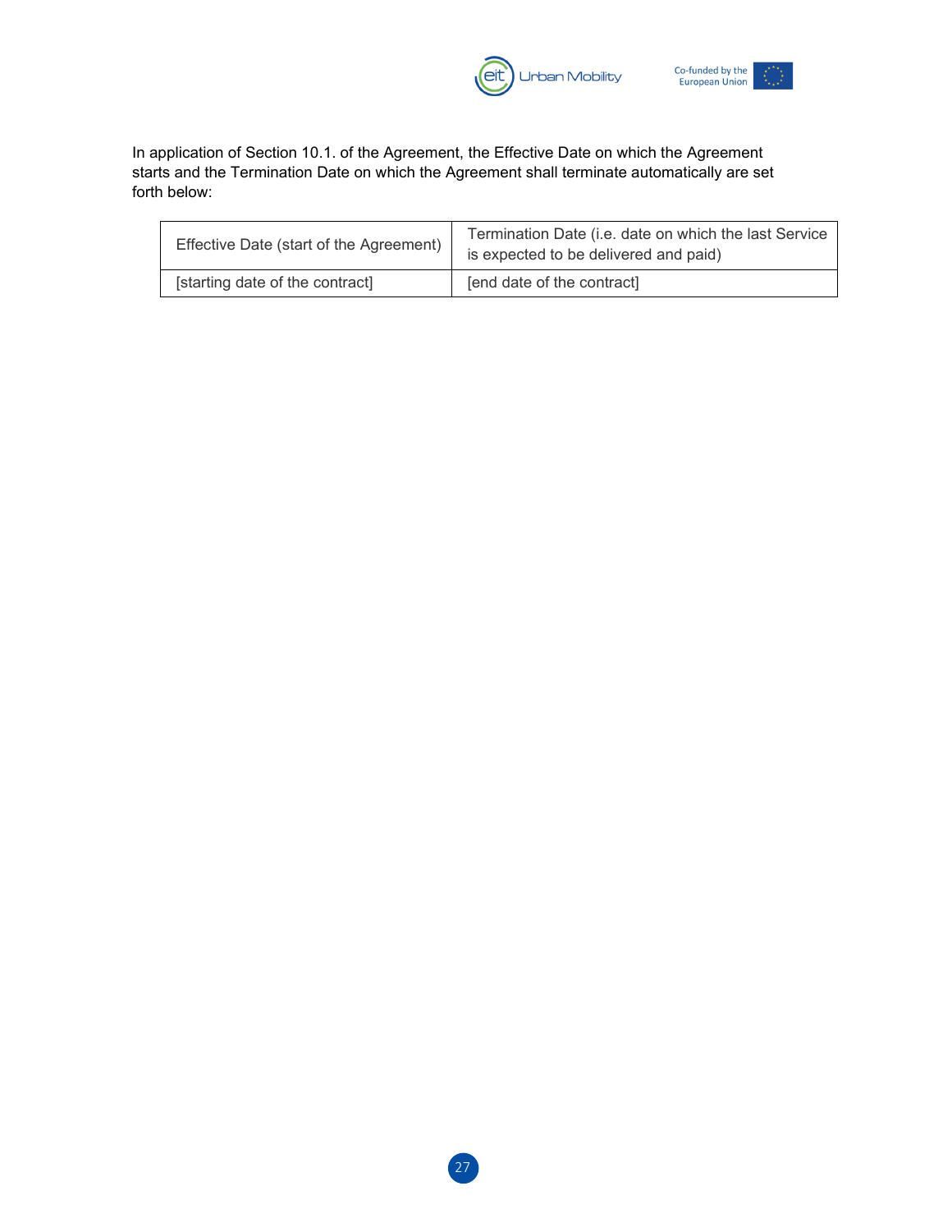In application of Section 10.1. of the Agreement, the Effective Date on which the Agreement starts and the Termination Date on which the Agreement shall terminate automatically are set forth below:

| Effective Date (start of the Agreement) | Termination Date (i.e. date on which the last Service is expected to be delivered and paid) |
|---|---|
| [starting date of the contract] | [end date of the contract] |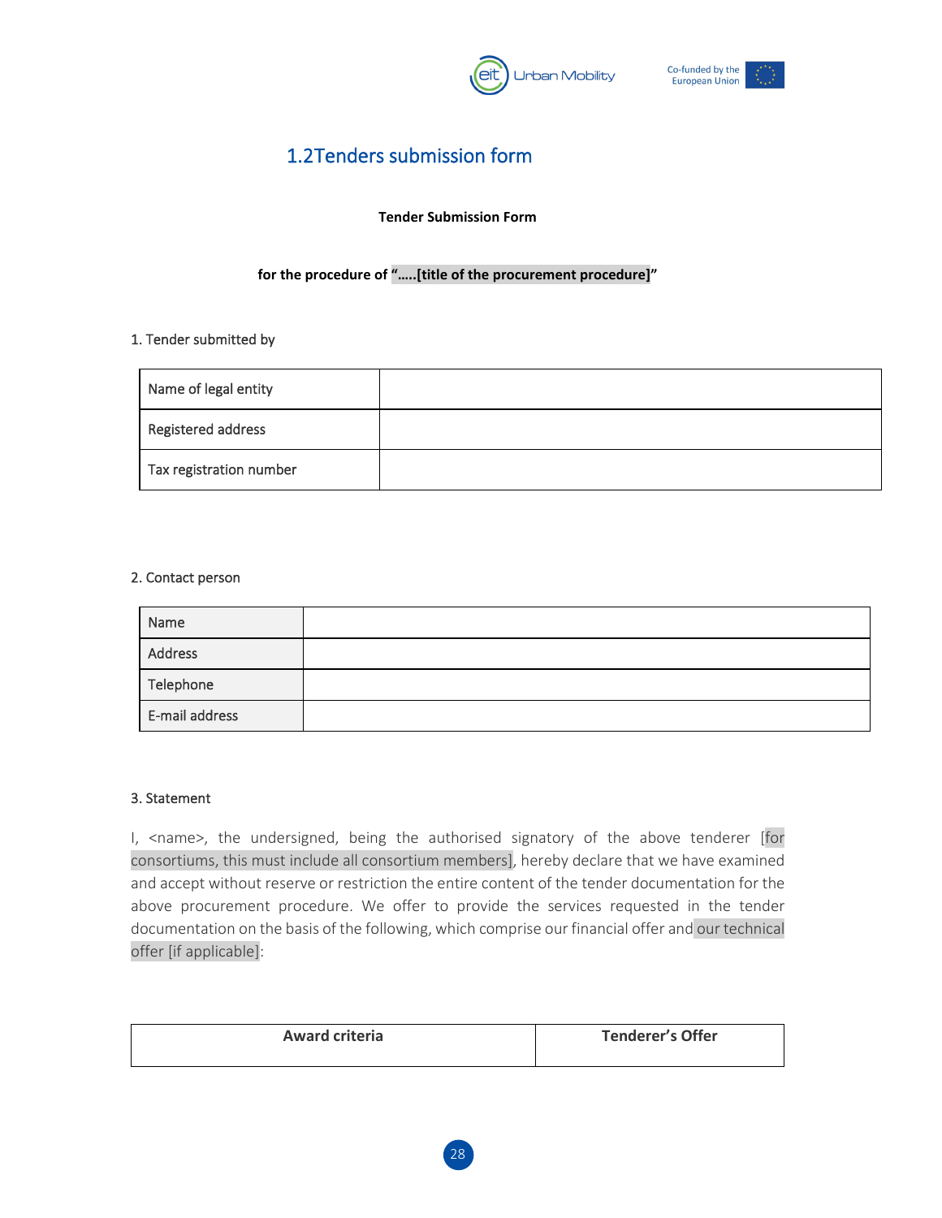## 1.2Tenders submission form

**Tender Submission Form**

**for the procedure of "…..[title of the procurement procedure]"**

1. Tender submitted by

| Name of legal entity | |
|---|---|
| Registered address | |
| Tax registration number | |

2. Contact person

| Name | |
|---|---|
| Address | |
| Telephone | |
| E-mail address | |

3. Statement

I, <name>, the undersigned, being the authorised signatory of the above tenderer [for consortiums, this must include all consortium members], hereby declare that we have examined and accept without reserve or restriction the entire content of the tender documentation for the above procurement procedure. We offer to provide the services requested in the tender documentation on the basis of the following, which comprise our financial offer and our technical offer [if applicable]:

| Award criteria | Tenderer's Offer |
|---|---|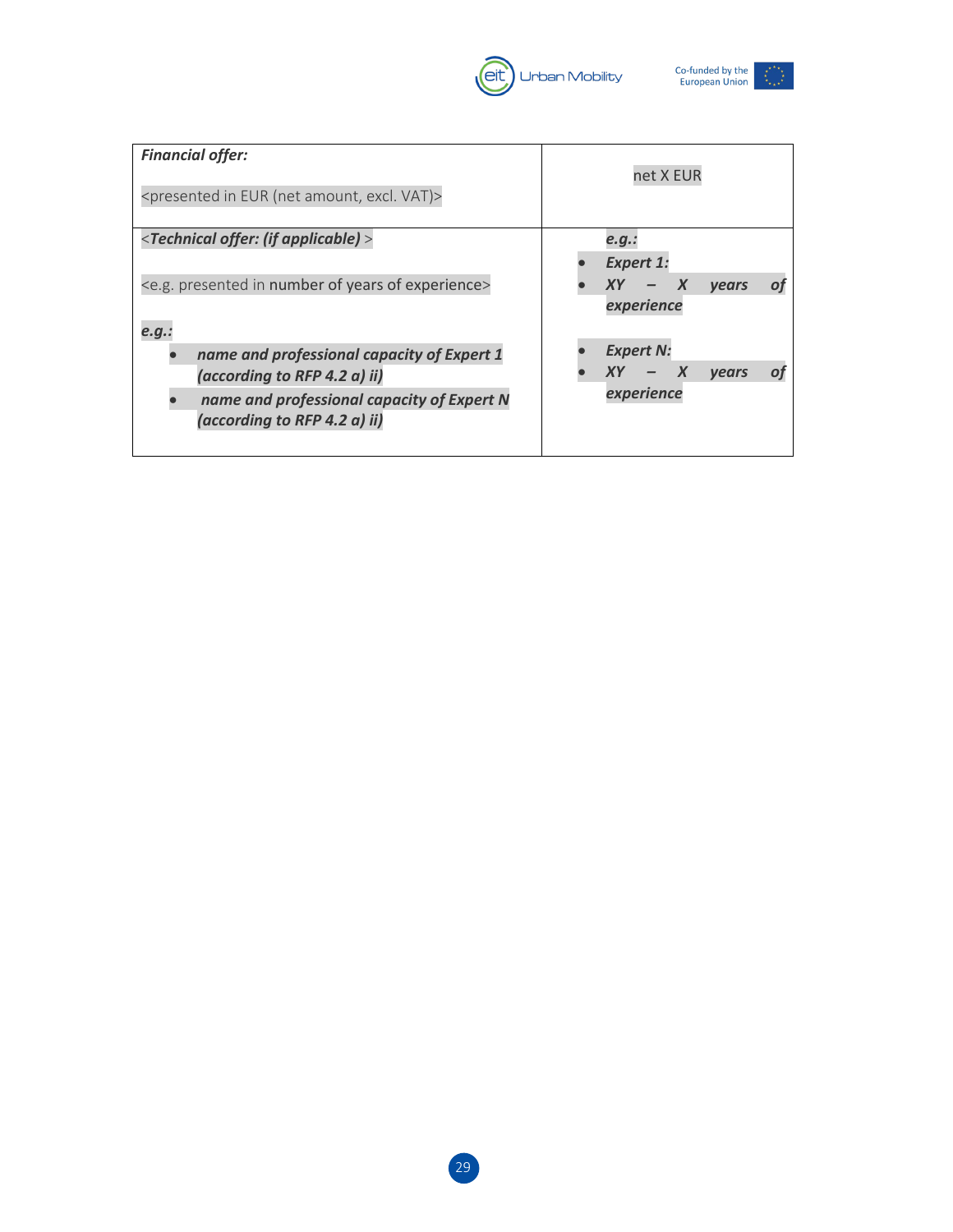| ***Financial offer:***<br><br><presented in EUR (net amount, excl. VAT)> | net X EUR |
|---|---|
| <***Technical offer: (if applicable)*** ><br><br><e.g. presented in number of years of experience><br><br>***e.g.:***<br>• ***name and professional capacity of Expert 1 (according to RFP 4.2 a) ii)***<br>• ***name and professional capacity of Expert N (according to RFP 4.2 a) ii)*** | ***e.g.:***<br>• ***Expert 1:***<br>• ***XY – X years of experience***<br><br>• ***Expert N:***<br>• ***XY – X years of experience*** |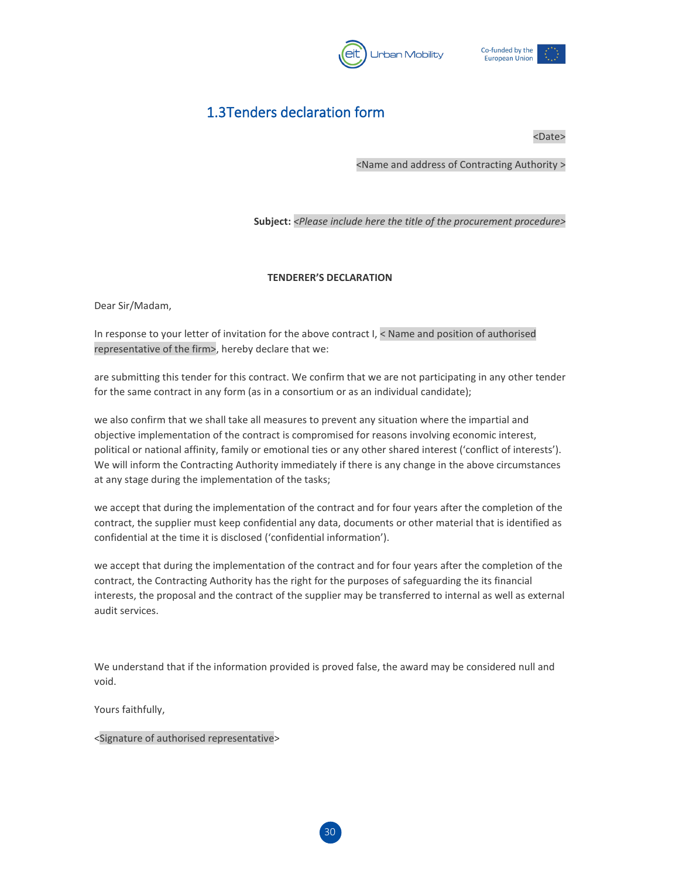## 1.3Tenders declaration form

<Date>

<Name and address of Contracting Authority >

**Subject:** *<Please include here the title of the procurement procedure>*

**TENDERER'S DECLARATION**

Dear Sir/Madam,

In response to your letter of invitation for the above contract I, < Name and position of authorised representative of the firm>, hereby declare that we:

are submitting this tender for this contract. We confirm that we are not participating in any other tender for the same contract in any form (as in a consortium or as an individual candidate);

we also confirm that we shall take all measures to prevent any situation where the impartial and objective implementation of the contract is compromised for reasons involving economic interest, political or national affinity, family or emotional ties or any other shared interest ('conflict of interests'). We will inform the Contracting Authority immediately if there is any change in the above circumstances at any stage during the implementation of the tasks;

we accept that during the implementation of the contract and for four years after the completion of the contract, the supplier must keep confidential any data, documents or other material that is identified as confidential at the time it is disclosed ('confidential information').

we accept that during the implementation of the contract and for four years after the completion of the contract, the Contracting Authority has the right for the purposes of safeguarding the its financial interests, the proposal and the contract of the supplier may be transferred to internal as well as external audit services.

We understand that if the information provided is proved false, the award may be considered null and void.

Yours faithfully,

<Signature of authorised representative>